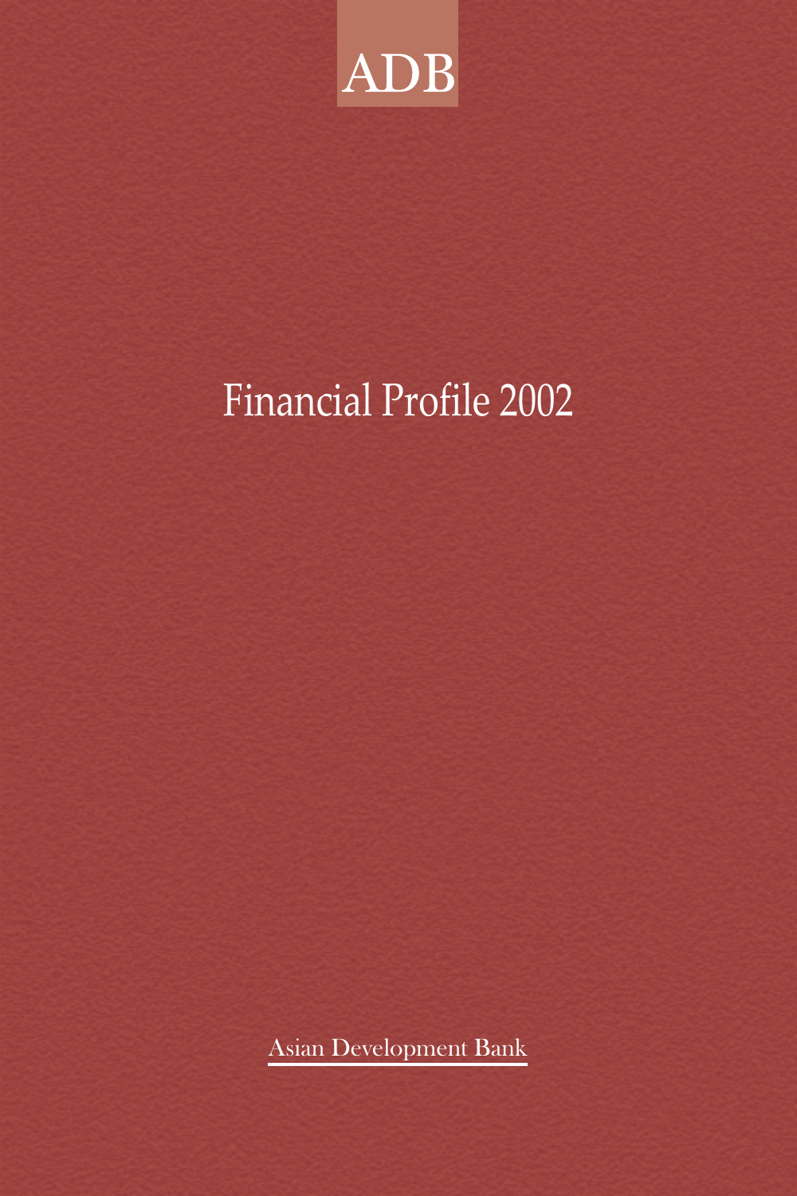ADB

# Financial Profile 2002

Asian Development Bank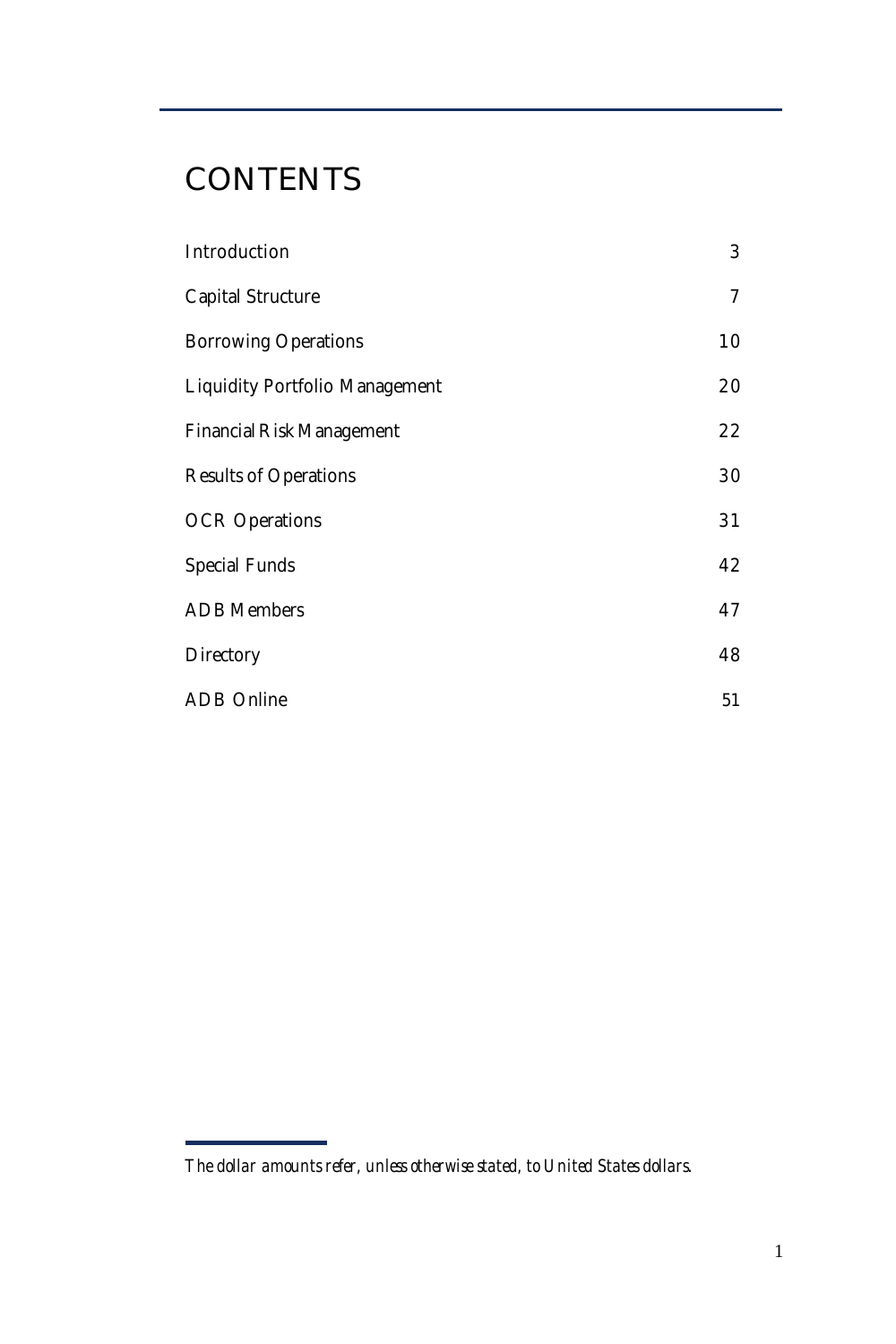# CONTENTS

| | |
|---|---|
| Introduction | 3 |
| Capital Structure | 7 |
| Borrowing Operations | 10 |
| Liquidity Portfolio Management | 20 |
| Financial Risk Management | 22 |
| Results of Operations | 30 |
| OCR Operations | 31 |
| Special Funds | 42 |
| ADB Members | 47 |
| Directory | 48 |
| ADB Online | 51 |

*The dollar amounts refer, unless otherwise stated, to United States dollars.*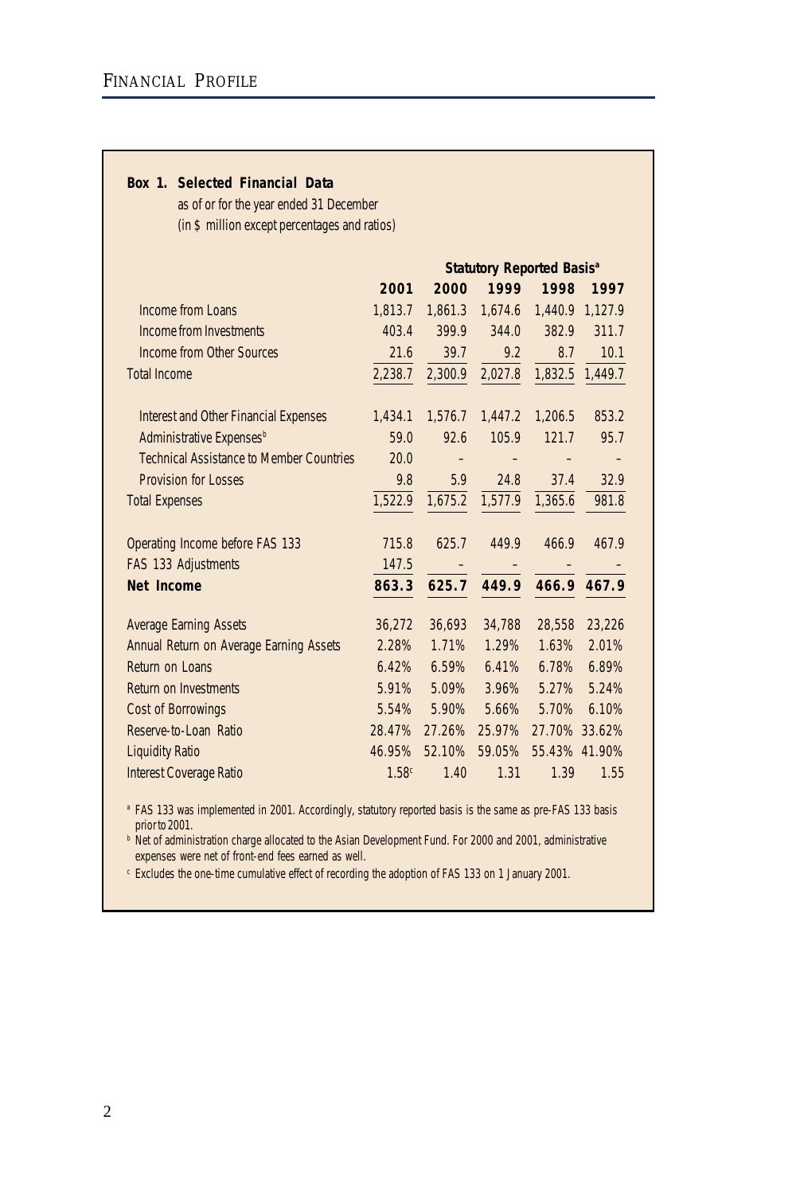# Financial Profile

**Box 1. Selected Financial Data**

as of or for the year ended 31 December

(in $ million except percentages and ratios)

| | Statutory Reported Basis[a] | | | | |
|---|---|---|---|---|---|
| | **2001** | **2000** | **1999** | **1998** | **1997** |
| Income from Loans | 1,813.7 | 1,861.3 | 1,674.6 | 1,440.9 | 1,127.9 |
| Income from Investments | 403.4 | 399.9 | 344.0 | 382.9 | 311.7 |
| Income from Other Sources | 21.6 | 39.7 | 9.2 | 8.7 | 10.1 |
| Total Income | 2,238.7 | 2,300.9 | 2,027.8 | 1,832.5 | 1,449.7 |
| Interest and Other Financial Expenses | 1,434.1 | 1,576.7 | 1,447.2 | 1,206.5 | 853.2 |
| Administrative Expenses[b] | 59.0 | 92.6 | 105.9 | 121.7 | 95.7 |
| Technical Assistance to Member Countries | 20.0 | – | – | – | – |
| Provision for Losses | 9.8 | 5.9 | 24.8 | 37.4 | 32.9 |
| Total Expenses | 1,522.9 | 1,675.2 | 1,577.9 | 1,365.6 | 981.8 |
| Operating Income before FAS 133 | 715.8 | 625.7 | 449.9 | 466.9 | 467.9 |
| FAS 133 Adjustments | 147.5 | – | – | – | – |
| **Net Income** | **863.3** | **625.7** | **449.9** | **466.9** | **467.9** |
| Average Earning Assets | 36,272 | 36,693 | 34,788 | 28,558 | 23,226 |
| Annual Return on Average Earning Assets | 2.28% | 1.71% | 1.29% | 1.63% | 2.01% |
| Return on Loans | 6.42% | 6.59% | 6.41% | 6.78% | 6.89% |
| Return on Investments | 5.91% | 5.09% | 3.96% | 5.27% | 5.24% |
| Cost of Borrowings | 5.54% | 5.90% | 5.66% | 5.70% | 6.10% |
| Reserve-to-Loan Ratio | 28.47% | 27.26% | 25.97% | 27.70% | 33.62% |
| Liquidity Ratio | 46.95% | 52.10% | 59.05% | 55.43% | 41.90% |
| Interest Coverage Ratio | 1.58[c] | 1.40 | 1.31 | 1.39 | 1.55 |

[a] FAS 133 was implemented in 2001. Accordingly, statutory reported basis is the same as pre-FAS 133 basis prior to 2001.

[b] Net of administration charge allocated to the Asian Development Fund. For 2000 and 2001, administrative expenses were net of front-end fees earned as well.

[c] Excludes the one-time cumulative effect of recording the adoption of FAS 133 on 1 January 2001.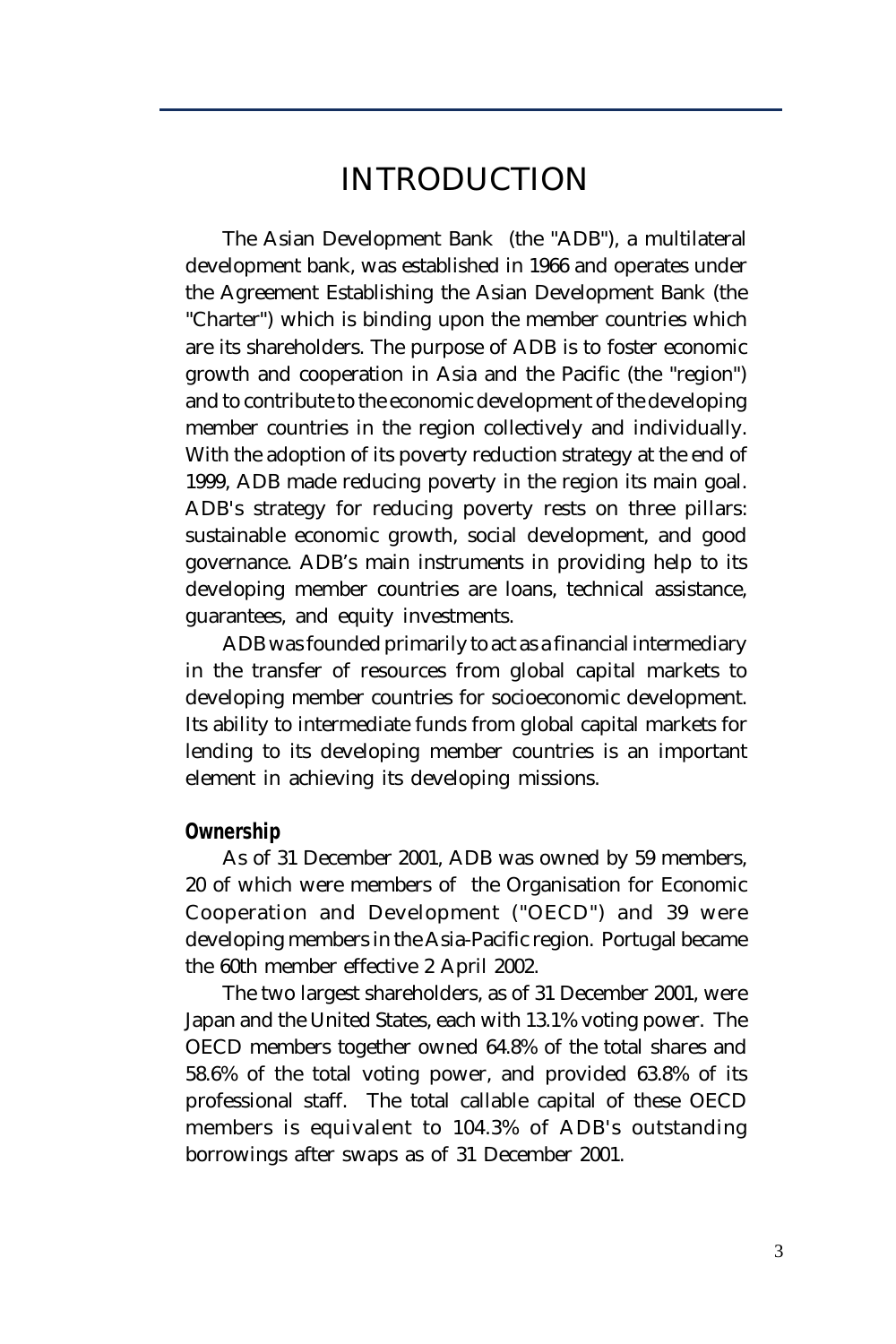# INTRODUCTION

The Asian Development Bank (the "ADB"), a multilateral development bank, was established in 1966 and operates under the Agreement Establishing the Asian Development Bank (the "Charter") which is binding upon the member countries which are its shareholders. The purpose of ADB is to foster economic growth and cooperation in Asia and the Pacific (the "region") and to contribute to the economic development of the developing member countries in the region collectively and individually. With the adoption of its poverty reduction strategy at the end of 1999, ADB made reducing poverty in the region its main goal. ADB's strategy for reducing poverty rests on three pillars: sustainable economic growth, social development, and good governance. ADB's main instruments in providing help to its developing member countries are loans, technical assistance, guarantees, and equity investments.

ADB was founded primarily to act as a financial intermediary in the transfer of resources from global capital markets to developing member countries for socioeconomic development. Its ability to intermediate funds from global capital markets for lending to its developing member countries is an important element in achieving its developing missions.

**Ownership**

As of 31 December 2001, ADB was owned by 59 members, 20 of which were members of the Organisation for Economic Cooperation and Development ("OECD") and 39 were developing members in the Asia-Pacific region. Portugal became the 60th member effective 2 April 2002.

The two largest shareholders, as of 31 December 2001, were Japan and the United States, each with 13.1% voting power. The OECD members together owned 64.8% of the total shares and 58.6% of the total voting power, and provided 63.8% of its professional staff. The total callable capital of these OECD members is equivalent to 104.3% of ADB's outstanding borrowings after swaps as of 31 December 2001.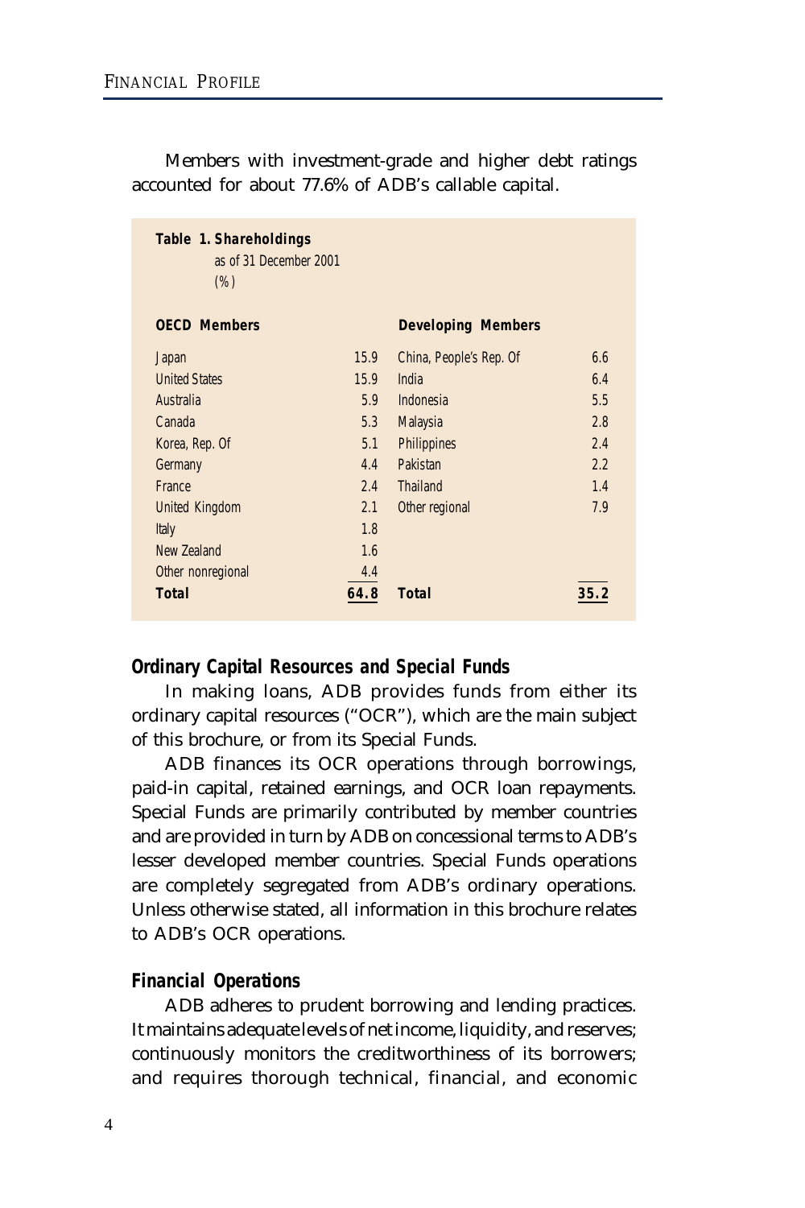Members with investment-grade and higher debt ratings accounted for about 77.6% of ADB's callable capital.

**Table 1. Shareholdings**
as of 31 December 2001
(%)

| OECD Members | | Developing Members | |
|---|---|---|---|
| Japan | 15.9 | China, People's Rep. Of | 6.6 |
| United States | 15.9 | India | 6.4 |
| Australia | 5.9 | Indonesia | 5.5 |
| Canada | 5.3 | Malaysia | 2.8 |
| Korea, Rep. Of | 5.1 | Philippines | 2.4 |
| Germany | 4.4 | Pakistan | 2.2 |
| France | 2.4 | Thailand | 1.4 |
| United Kingdom | 2.1 | Other regional | 7.9 |
| Italy | 1.8 | | |
| New Zealand | 1.6 | | |
| Other nonregional | 4.4 | | |
| **Total** | **64.8** | **Total** | **35.2** |

### Ordinary Capital Resources and Special Funds

In making loans, ADB provides funds from either its ordinary capital resources ("OCR"), which are the main subject of this brochure, or from its Special Funds.

ADB finances its OCR operations through borrowings, paid-in capital, retained earnings, and OCR loan repayments. Special Funds are primarily contributed by member countries and are provided in turn by ADB on concessional terms to ADB's lesser developed member countries. Special Funds operations are completely segregated from ADB's ordinary operations. Unless otherwise stated, all information in this brochure relates to ADB's OCR operations.

### Financial Operations

ADB adheres to prudent borrowing and lending practices. It maintains adequate levels of net income, liquidity, and reserves; continuously monitors the creditworthiness of its borrowers; and requires thorough technical, financial, and economic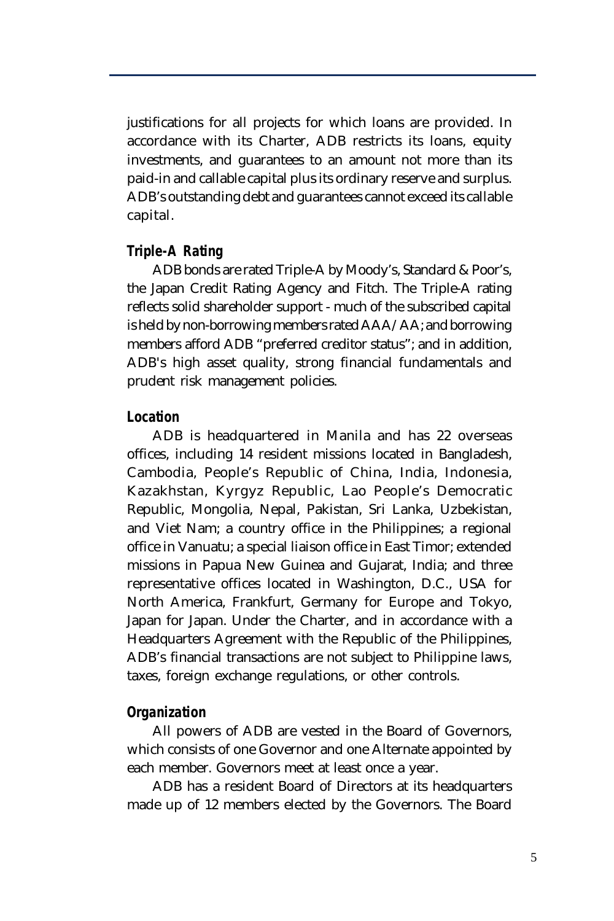justifications for all projects for which loans are provided. In accordance with its Charter, ADB restricts its loans, equity investments, and guarantees to an amount not more than its paid-in and callable capital plus its ordinary reserve and surplus. ADB's outstanding debt and guarantees cannot exceed its callable capital.

### Triple-A Rating

ADB bonds are rated Triple-A by Moody's, Standard & Poor's, the Japan Credit Rating Agency and Fitch. The Triple-A rating reflects solid shareholder support - much of the subscribed capital is held by non-borrowing members rated AAA/AA; and borrowing members afford ADB "preferred creditor status"; and in addition, ADB's high asset quality, strong financial fundamentals and prudent risk management policies.

### Location

ADB is headquartered in Manila and has 22 overseas offices, including 14 resident missions located in Bangladesh, Cambodia, People's Republic of China, India, Indonesia, Kazakhstan, Kyrgyz Republic, Lao People's Democratic Republic, Mongolia, Nepal, Pakistan, Sri Lanka, Uzbekistan, and Viet Nam; a country office in the Philippines; a regional office in Vanuatu; a special liaison office in East Timor; extended missions in Papua New Guinea and Gujarat, India; and three representative offices located in Washington, D.C., USA for North America, Frankfurt, Germany for Europe and Tokyo, Japan for Japan. Under the Charter, and in accordance with a Headquarters Agreement with the Republic of the Philippines, ADB's financial transactions are not subject to Philippine laws, taxes, foreign exchange regulations, or other controls.

### Organization

All powers of ADB are vested in the Board of Governors, which consists of one Governor and one Alternate appointed by each member. Governors meet at least once a year.

ADB has a resident Board of Directors at its headquarters made up of 12 members elected by the Governors. The Board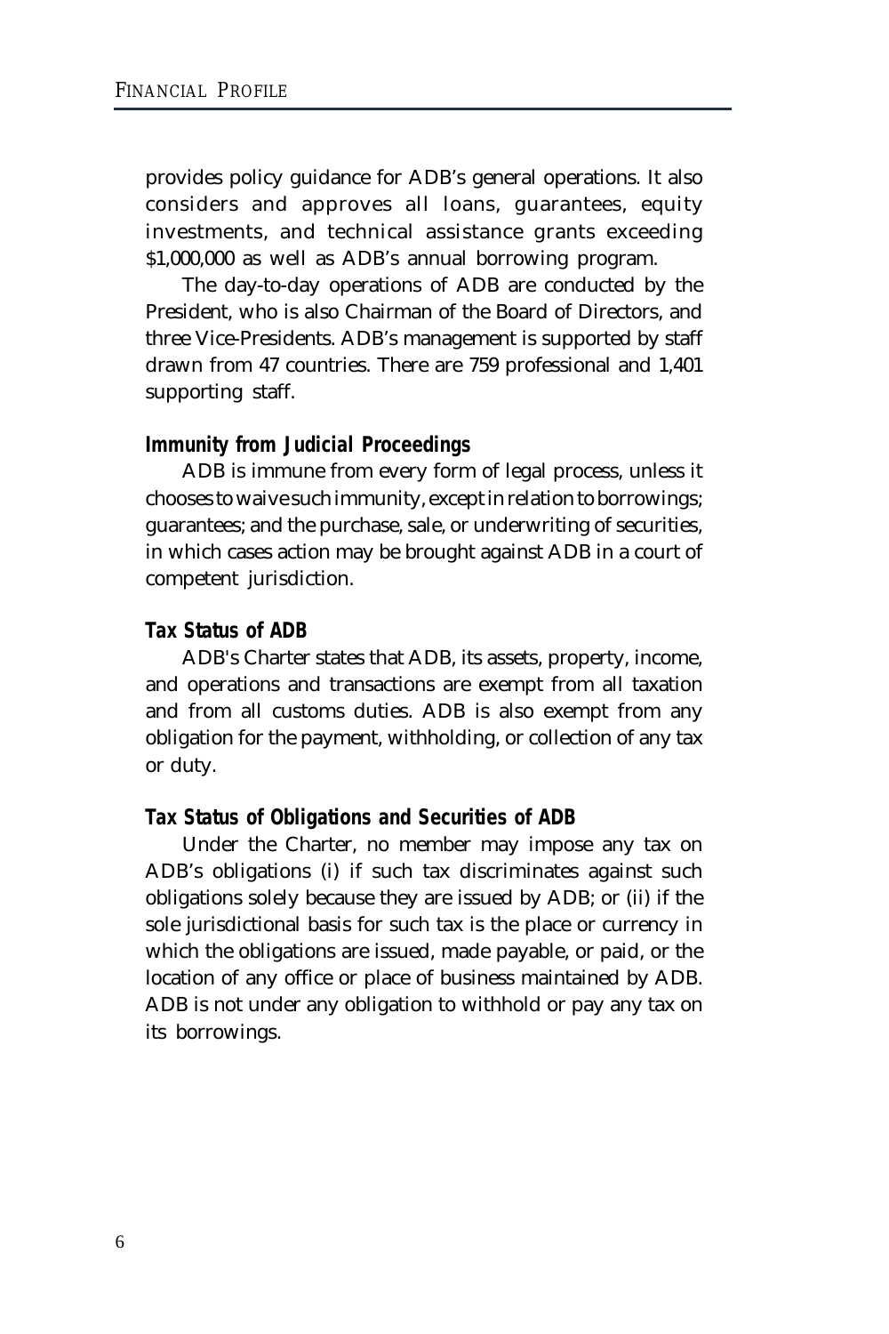provides policy guidance for ADB's general operations. It also considers and approves all loans, guarantees, equity investments, and technical assistance grants exceeding $1,000,000 as well as ADB's annual borrowing program.

The day-to-day operations of ADB are conducted by the President, who is also Chairman of the Board of Directors, and three Vice-Presidents. ADB's management is supported by staff drawn from 47 countries. There are 759 professional and 1,401 supporting staff.

### Immunity from Judicial Proceedings

ADB is immune from every form of legal process, unless it chooses to waive such immunity, except in relation to borrowings; guarantees; and the purchase, sale, or underwriting of securities, in which cases action may be brought against ADB in a court of competent jurisdiction.

### Tax Status of ADB

ADB's Charter states that ADB, its assets, property, income, and operations and transactions are exempt from all taxation and from all customs duties. ADB is also exempt from any obligation for the payment, withholding, or collection of any tax or duty.

### Tax Status of Obligations and Securities of ADB

Under the Charter, no member may impose any tax on ADB's obligations (i) if such tax discriminates against such obligations solely because they are issued by ADB; or (ii) if the sole jurisdictional basis for such tax is the place or currency in which the obligations are issued, made payable, or paid, or the location of any office or place of business maintained by ADB. ADB is not under any obligation to withhold or pay any tax on its borrowings.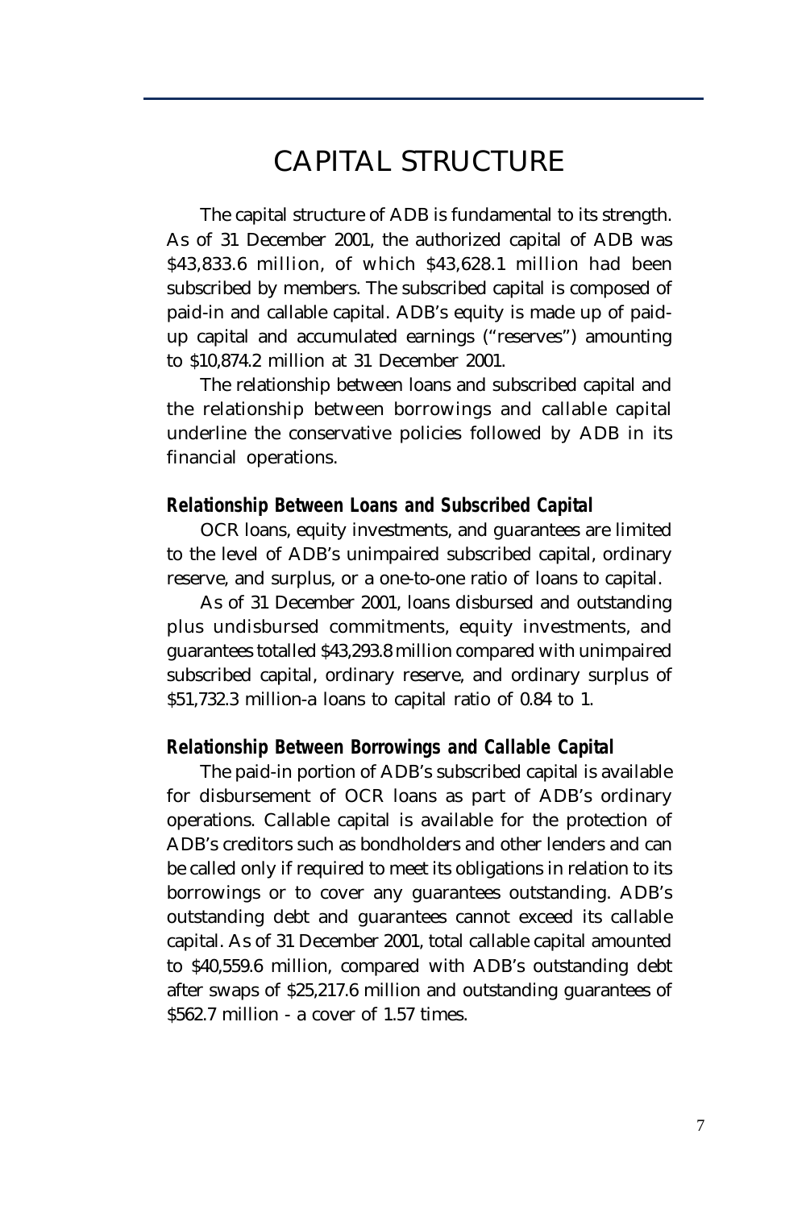# CAPITAL STRUCTURE

The capital structure of ADB is fundamental to its strength. As of 31 December 2001, the authorized capital of ADB was $43,833.6 million, of which $43,628.1 million had been subscribed by members. The subscribed capital is composed of paid-in and callable capital. ADB's equity is made up of paid-up capital and accumulated earnings ("reserves") amounting to $10,874.2 million at 31 December 2001.

The relationship between loans and subscribed capital and the relationship between borrowings and callable capital underline the conservative policies followed by ADB in its financial operations.

### Relationship Between Loans and Subscribed Capital

OCR loans, equity investments, and guarantees are limited to the level of ADB's unimpaired subscribed capital, ordinary reserve, and surplus, or a one-to-one ratio of loans to capital.

As of 31 December 2001, loans disbursed and outstanding plus undisbursed commitments, equity investments, and guarantees totalled $43,293.8 million compared with unimpaired subscribed capital, ordinary reserve, and ordinary surplus of $51,732.3 million-a loans to capital ratio of 0.84 to 1.

### Relationship Between Borrowings and Callable Capital

The paid-in portion of ADB's subscribed capital is available for disbursement of OCR loans as part of ADB's ordinary operations. Callable capital is available for the protection of ADB's creditors such as bondholders and other lenders and can be called only if required to meet its obligations in relation to its borrowings or to cover any guarantees outstanding. ADB's outstanding debt and guarantees cannot exceed its callable capital. As of 31 December 2001, total callable capital amounted to $40,559.6 million, compared with ADB's outstanding debt after swaps of $25,217.6 million and outstanding guarantees of $562.7 million - a cover of 1.57 times.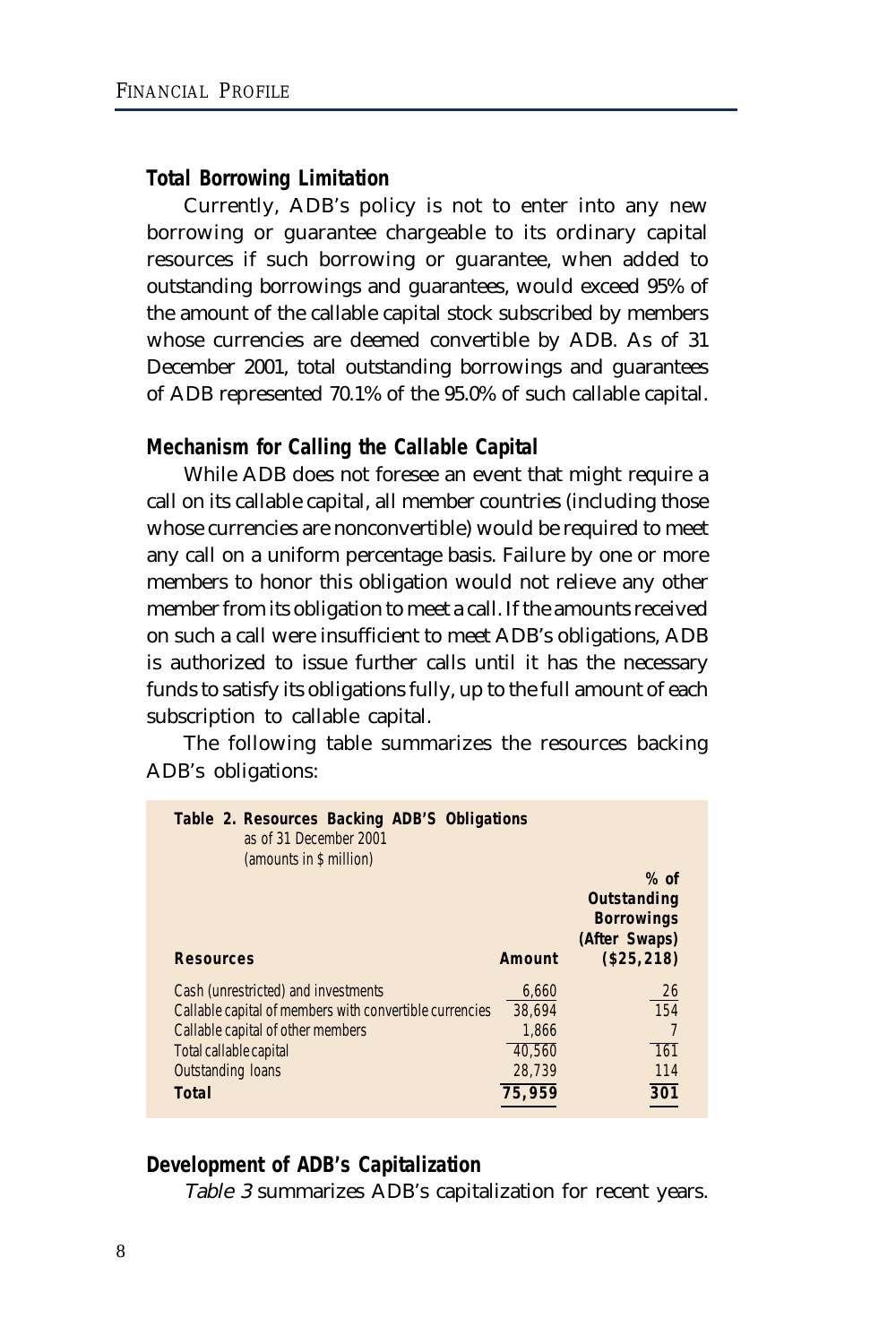### Total Borrowing Limitation

Currently, ADB's policy is not to enter into any new borrowing or guarantee chargeable to its ordinary capital resources if such borrowing or guarantee, when added to outstanding borrowings and guarantees, would exceed 95% of the amount of the callable capital stock subscribed by members whose currencies are deemed convertible by ADB. As of 31 December 2001, total outstanding borrowings and guarantees of ADB represented 70.1% of the 95.0% of such callable capital.

### Mechanism for Calling the Callable Capital

While ADB does not foresee an event that might require a call on its callable capital, all member countries (including those whose currencies are nonconvertible) would be required to meet any call on a uniform percentage basis. Failure by one or more members to honor this obligation would not relieve any other member from its obligation to meet a call. If the amounts received on such a call were insufficient to meet ADB's obligations, ADB is authorized to issue further calls until it has the necessary funds to satisfy its obligations fully, up to the full amount of each subscription to callable capital.

The following table summarizes the resources backing ADB's obligations:

**Table 2. Resources Backing ADB'S Obligations**
as of 31 December 2001
(amounts in $ million)

| Resources | Amount | % of Outstanding Borrowings (After Swaps) ($25,218) |
|---|---|---|
| Cash (unrestricted) and investments | 6,660 | 26 |
| Callable capital of members with convertible currencies | 38,694 | 154 |
| Callable capital of other members | 1,866 | 7 |
| Total callable capital | 40,560 | 161 |
| Outstanding loans | 28,739 | 114 |
| **Total** | **75,959** | **301** |

### Development of ADB's Capitalization

*Table 3* summarizes ADB's capitalization for recent years.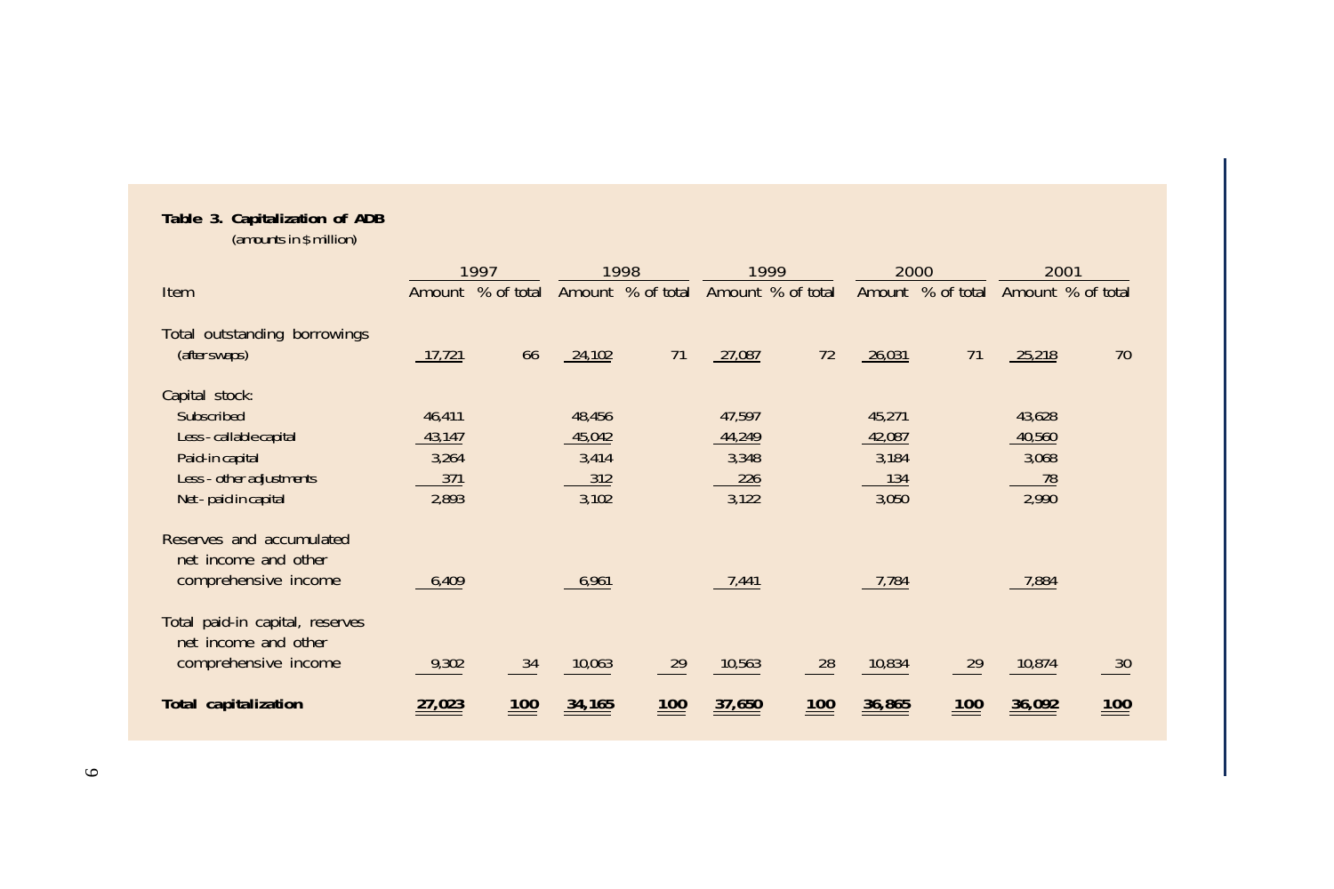**Table 3. Capitalization of ADB**

(amounts in $ million)

| Item | 1997 | | 1998 | | 1999 | | 2000 | | 2001 | |
|---|---|---|---|---|---|---|---|---|---|---|
| | Amount | % of total | Amount | % of total | Amount | % of total | Amount | % of total | Amount | % of total |
| Total outstanding borrowings (after swaps) | 17,721 | 66 | 24,102 | 71 | 27,087 | 72 | 26,031 | 71 | 25,218 | 70 |
| Capital stock: | | | | | | | | | | |
| Subscribed | 46,411 | | 48,456 | | 47,597 | | 45,271 | | 43,628 | |
| Less - callable capital | 43,147 | | 45,042 | | 44,249 | | 42,087 | | 40,560 | |
| Paid-in capital | 3,264 | | 3,414 | | 3,348 | | 3,184 | | 3,068 | |
| Less - other adjustments | 371 | | 312 | | 226 | | 134 | | 78 | |
| Net - paid in capital | 2,893 | | 3,102 | | 3,122 | | 3,050 | | 2,990 | |
| Reserves and accumulated net income and other comprehensive income | 6,409 | | 6,961 | | 7,441 | | 7,784 | | 7,884 | |
| Total paid-in capital, reserves net income and other comprehensive income | 9,302 | 34 | 10,063 | 29 | 10,563 | 28 | 10,834 | 29 | 10,874 | 30 |
| **Total capitalization** | **27,023** | **100** | **34,165** | **100** | **37,650** | **100** | **36,865** | **100** | **36,092** | **100** |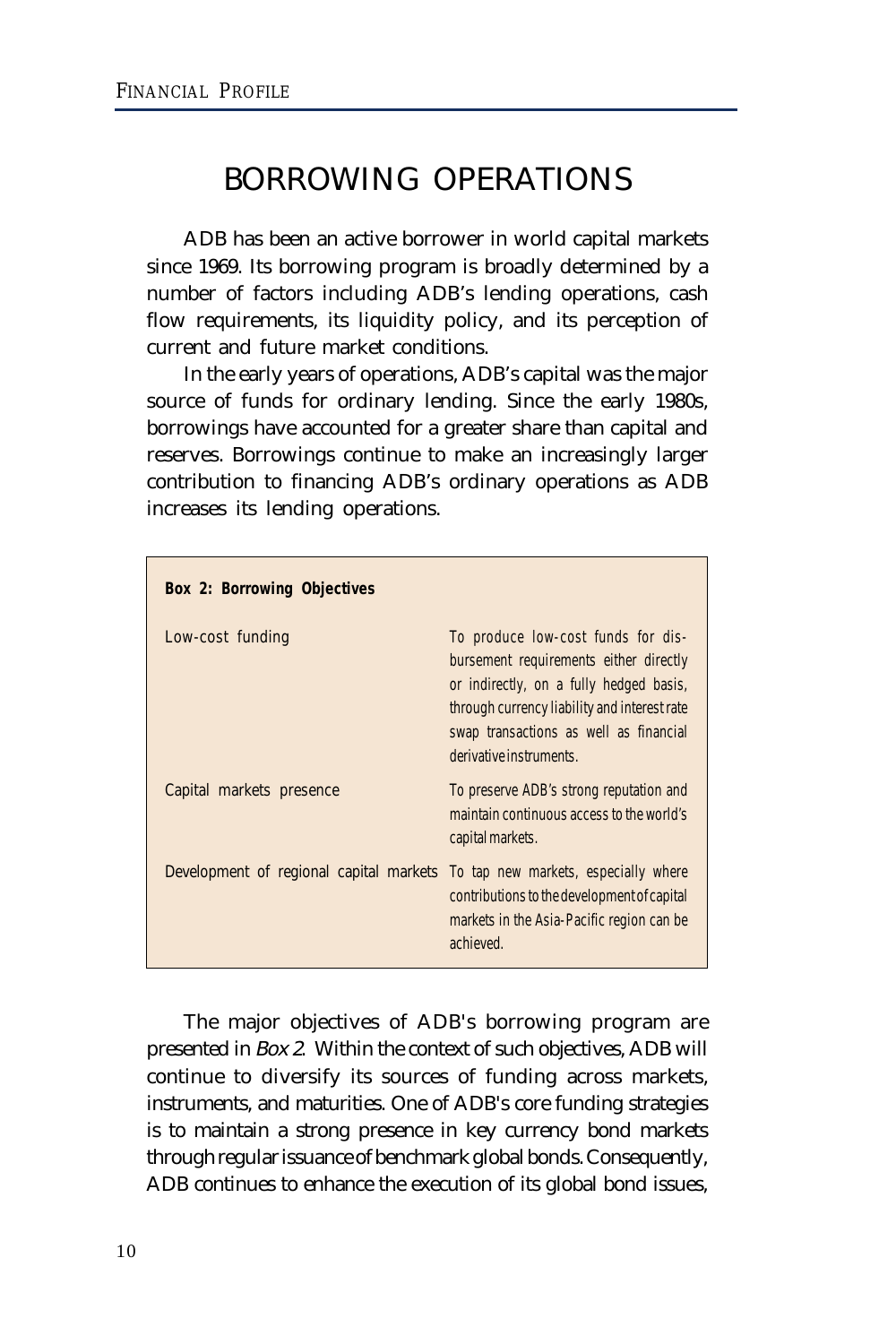# BORROWING OPERATIONS

ADB has been an active borrower in world capital markets since 1969. Its borrowing program is broadly determined by a number of factors including ADB's lending operations, cash flow requirements, its liquidity policy, and its perception of current and future market conditions.

In the early years of operations, ADB's capital was the major source of funds for ordinary lending. Since the early 1980s, borrowings have accounted for a greater share than capital and reserves. Borrowings continue to make an increasingly larger contribution to financing ADB's ordinary operations as ADB increases its lending operations.

**Box 2: Borrowing Objectives**

| | |
|---|---|
| Low-cost funding | To produce low-cost funds for disbursement requirements either directly or indirectly, on a fully hedged basis, through currency liability and interest rate swap transactions as well as financial derivative instruments. |
| Capital markets presence | To preserve ADB's strong reputation and maintain continuous access to the world's capital markets. |
| Development of regional capital markets | To tap new markets, especially where contributions to the development of capital markets in the Asia-Pacific region can be achieved. |

The major objectives of ADB's borrowing program are presented in *Box 2*. Within the context of such objectives, ADB will continue to diversify its sources of funding across markets, instruments, and maturities. One of ADB's core funding strategies is to maintain a strong presence in key currency bond markets through regular issuance of benchmark global bonds. Consequently, ADB continues to enhance the execution of its global bond issues,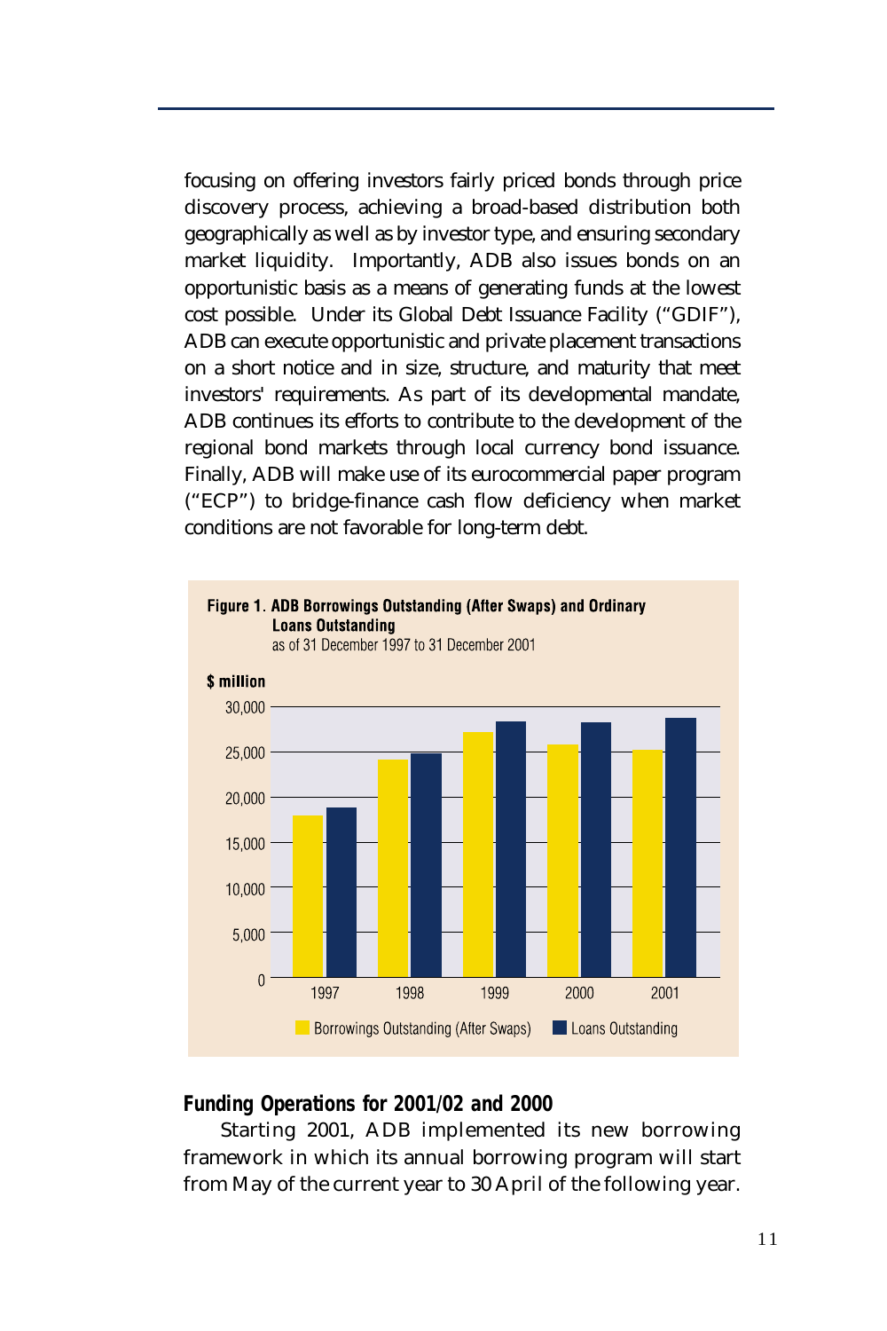focusing on offering investors fairly priced bonds through price discovery process, achieving a broad-based distribution both geographically as well as by investor type, and ensuring secondary market liquidity. Importantly, ADB also issues bonds on an opportunistic basis as a means of generating funds at the lowest cost possible. Under its Global Debt Issuance Facility ("GDIF"), ADB can execute opportunistic and private placement transactions on a short notice and in size, structure, and maturity that meet investors' requirements. As part of its developmental mandate, ADB continues its efforts to contribute to the development of the regional bond markets through local currency bond issuance. Finally, ADB will make use of its eurocommercial paper program ("ECP") to bridge-finance cash flow deficiency when market conditions are not favorable for long-term debt.

**Figure 1. ADB Borrowings Outstanding (After Swaps) and Ordinary Loans Outstanding**
as of 31 December 1997 to 31 December 2001

$ million

Legend: Borrowings Outstanding (After Swaps); Loans Outstanding

Years: 1997, 1998, 1999, 2000, 2001

#### Funding Operations for 2001/02 and 2000

Starting 2001, ADB implemented its new borrowing framework in which its annual borrowing program will start from May of the current year to 30 April of the following year.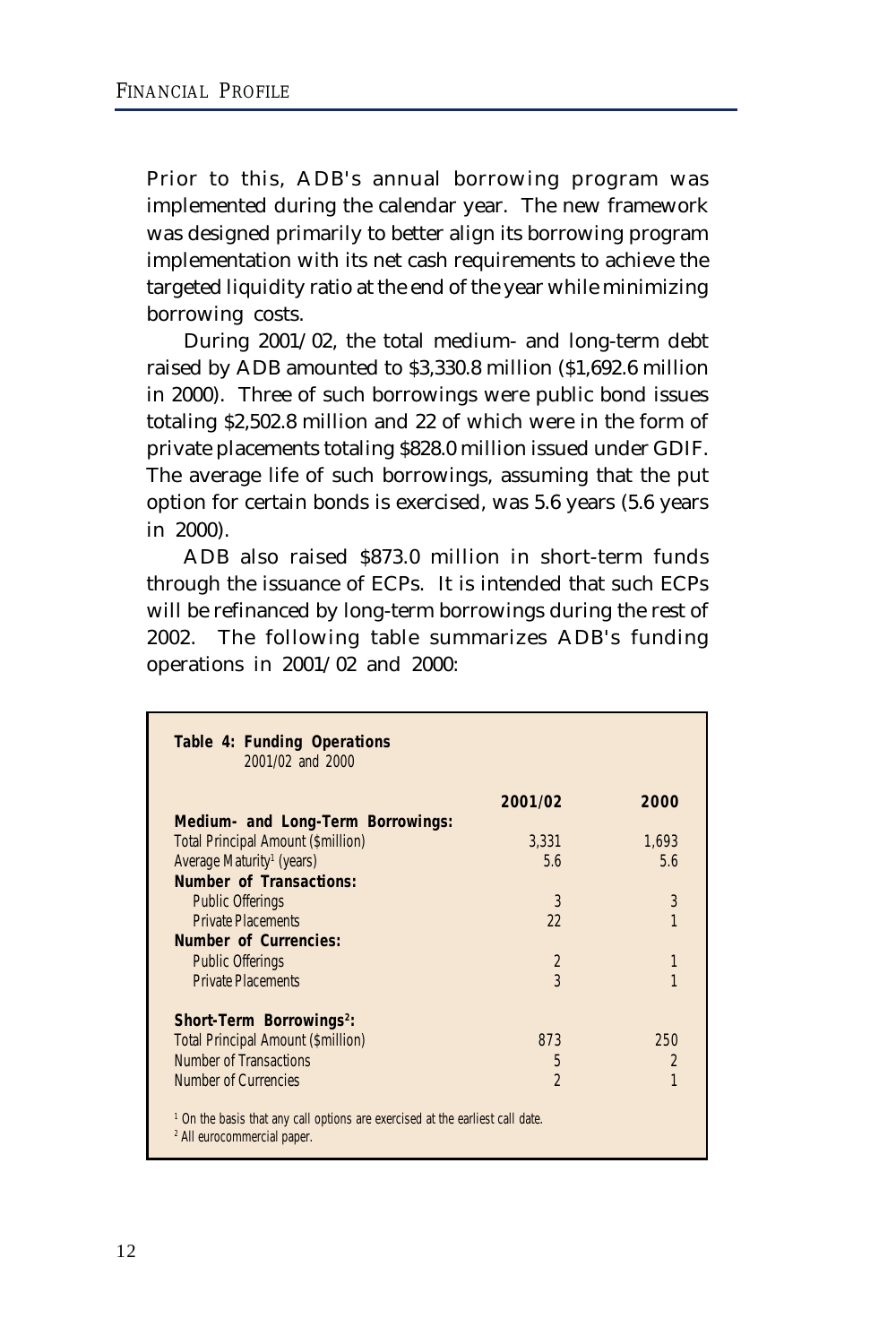Prior to this, ADB's annual borrowing program was implemented during the calendar year. The new framework was designed primarily to better align its borrowing program implementation with its net cash requirements to achieve the targeted liquidity ratio at the end of the year while minimizing borrowing costs.

During 2001/02, the total medium- and long-term debt raised by ADB amounted to $3,330.8 million ($1,692.6 million in 2000). Three of such borrowings were public bond issues totaling $2,502.8 million and 22 of which were in the form of private placements totaling $828.0 million issued under GDIF. The average life of such borrowings, assuming that the put option for certain bonds is exercised, was 5.6 years (5.6 years in 2000).

ADB also raised $873.0 million in short-term funds through the issuance of ECPs. It is intended that such ECPs will be refinanced by long-term borrowings during the rest of 2002. The following table summarizes ADB's funding operations in 2001/02 and 2000:

**Table 4: Funding Operations**
2001/02 and 2000

| | 2001/02 | 2000 |
|---|---|---|
| **Medium- and Long-Term Borrowings:** | | |
| Total Principal Amount ($million) | 3,331 | 1,693 |
| Average Maturity[1] (years) | 5.6 | 5.6 |
| **Number of Transactions:** | | |
| Public Offerings | 3 | 3 |
| Private Placements | 22 | 1 |
| **Number of Currencies:** | | |
| Public Offerings | 2 | 1 |
| Private Placements | 3 | 1 |
| **Short-Term Borrowings[2]:** | | |
| Total Principal Amount ($million) | 873 | 250 |
| Number of Transactions | 5 | 2 |
| Number of Currencies | 2 | 1 |

[1] On the basis that any call options are exercised at the earliest call date.
[2] All eurocommercial paper.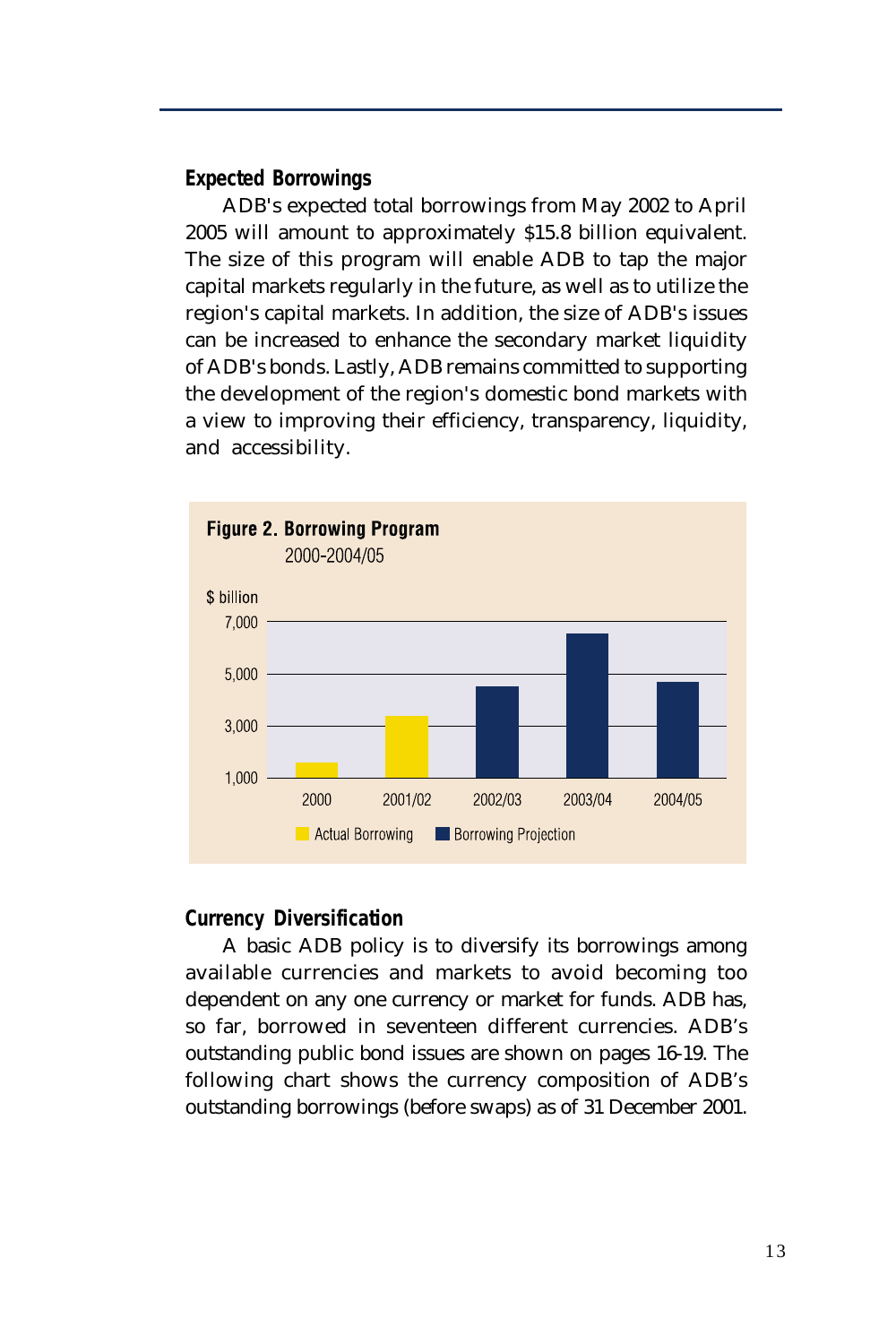### Expected Borrowings

ADB's expected total borrowings from May 2002 to April 2005 will amount to approximately $15.8 billion equivalent. The size of this program will enable ADB to tap the major capital markets regularly in the future, as well as to utilize the region's capital markets. In addition, the size of ADB's issues can be increased to enhance the secondary market liquidity of ADB's bonds. Lastly, ADB remains committed to supporting the development of the region's domestic bond markets with a view to improving their efficiency, transparency, liquidity, and accessibility.

**Figure 2. Borrowing Program**
2000-2004/05

$ billion

7,000
5,000
3,000
1,000

2000 2001/02 2002/03 2003/04 2004/05

Actual Borrowing    Borrowing Projection

### Currency Diversification

A basic ADB policy is to diversify its borrowings among available currencies and markets to avoid becoming too dependent on any one currency or market for funds. ADB has, so far, borrowed in seventeen different currencies. ADB's outstanding public bond issues are shown on pages 16-19. The following chart shows the currency composition of ADB's outstanding borrowings (before swaps) as of 31 December 2001.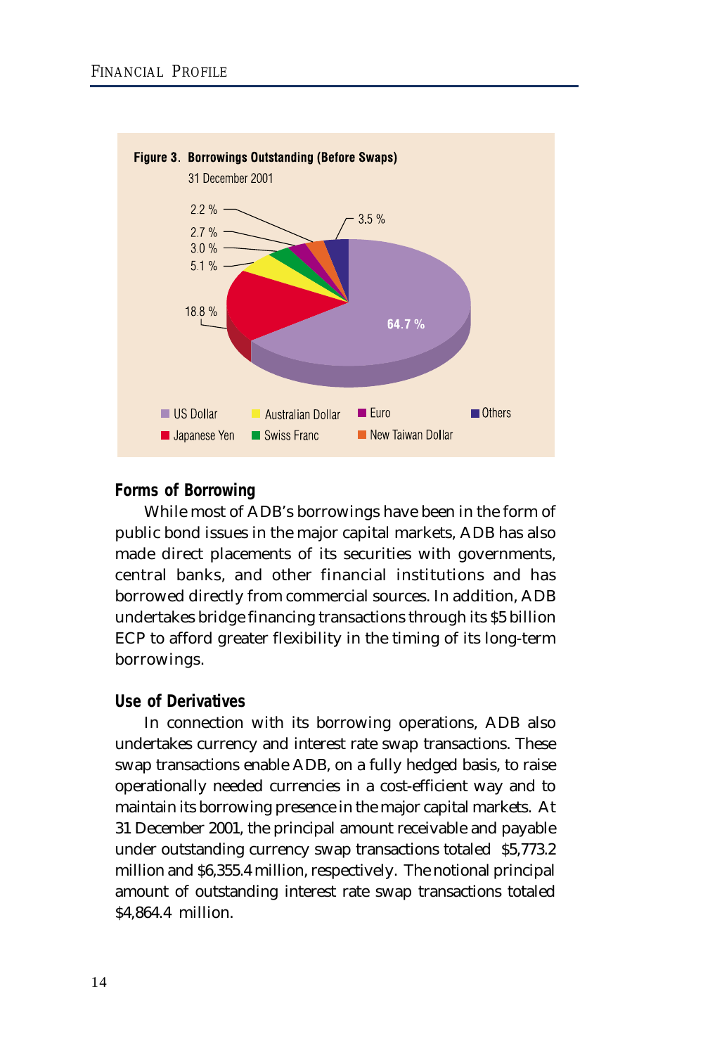**Figure 3. Borrowings Outstanding (Before Swaps)**
31 December 2001

| Currency | Share |
|---|---|
| US Dollar | 64.7 % |
| Japanese Yen | 18.8 % |
| Australian Dollar | 5.1 % |
| Swiss Franc | 3.0 % |
| Euro | 2.7 % |
| New Taiwan Dollar | 2.2 % |
| Others | 3.5 % |

## Forms of Borrowing

While most of ADB's borrowings have been in the form of public bond issues in the major capital markets, ADB has also made direct placements of its securities with governments, central banks, and other financial institutions and has borrowed directly from commercial sources. In addition, ADB undertakes bridge financing transactions through its $5 billion ECP to afford greater flexibility in the timing of its long-term borrowings.

## Use of Derivatives

In connection with its borrowing operations, ADB also undertakes currency and interest rate swap transactions. These swap transactions enable ADB, on a fully hedged basis, to raise operationally needed currencies in a cost-efficient way and to maintain its borrowing presence in the major capital markets. At 31 December 2001, the principal amount receivable and payable under outstanding currency swap transactions totaled $5,773.2 million and $6,355.4 million, respectively. The notional principal amount of outstanding interest rate swap transactions totaled $4,864.4 million.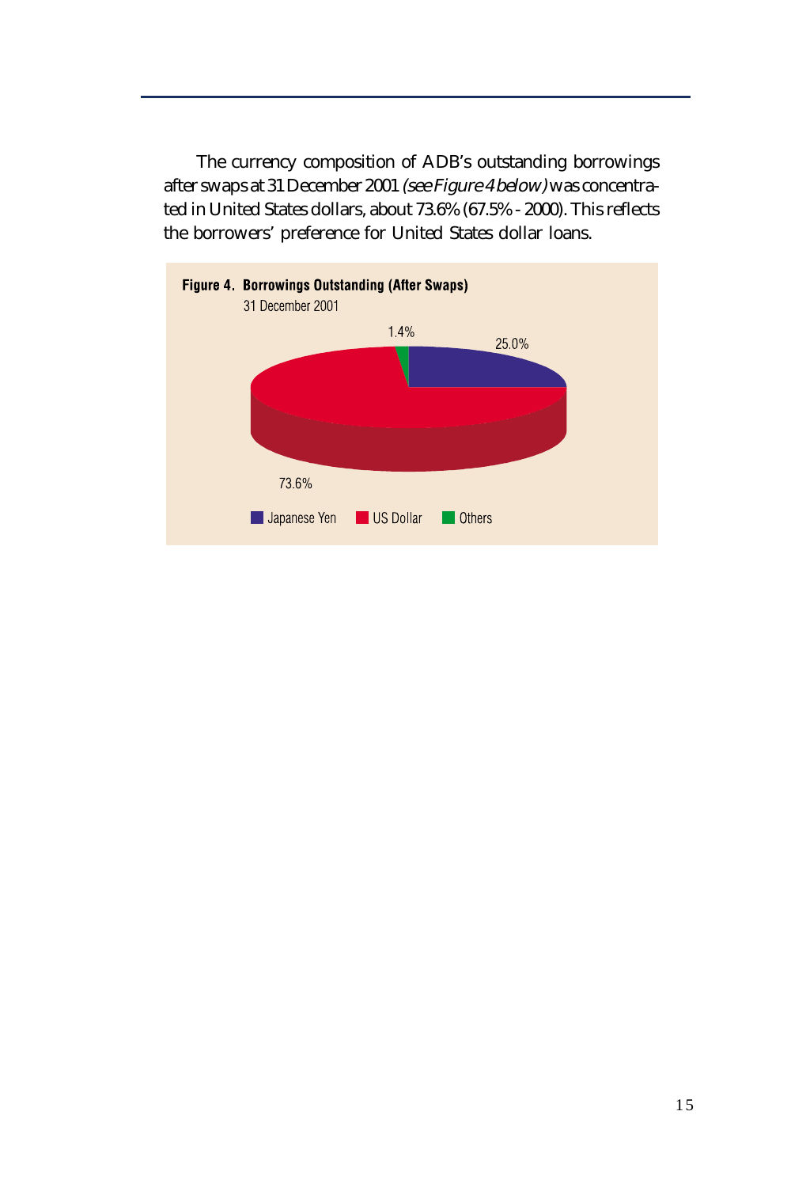The currency composition of ADB's outstanding borrowings after swaps at 31 December 2001 *(see Figure 4 below)* was concentrated in United States dollars, about 73.6% (67.5% - 2000). This reflects the borrowers' preference for United States dollar loans.

**Figure 4. Borrowings Outstanding (After Swaps)**
31 December 2001

| Currency | Share |
| --- | --- |
| Japanese Yen | 25.0% |
| US Dollar | 73.6% |
| Others | 1.4% |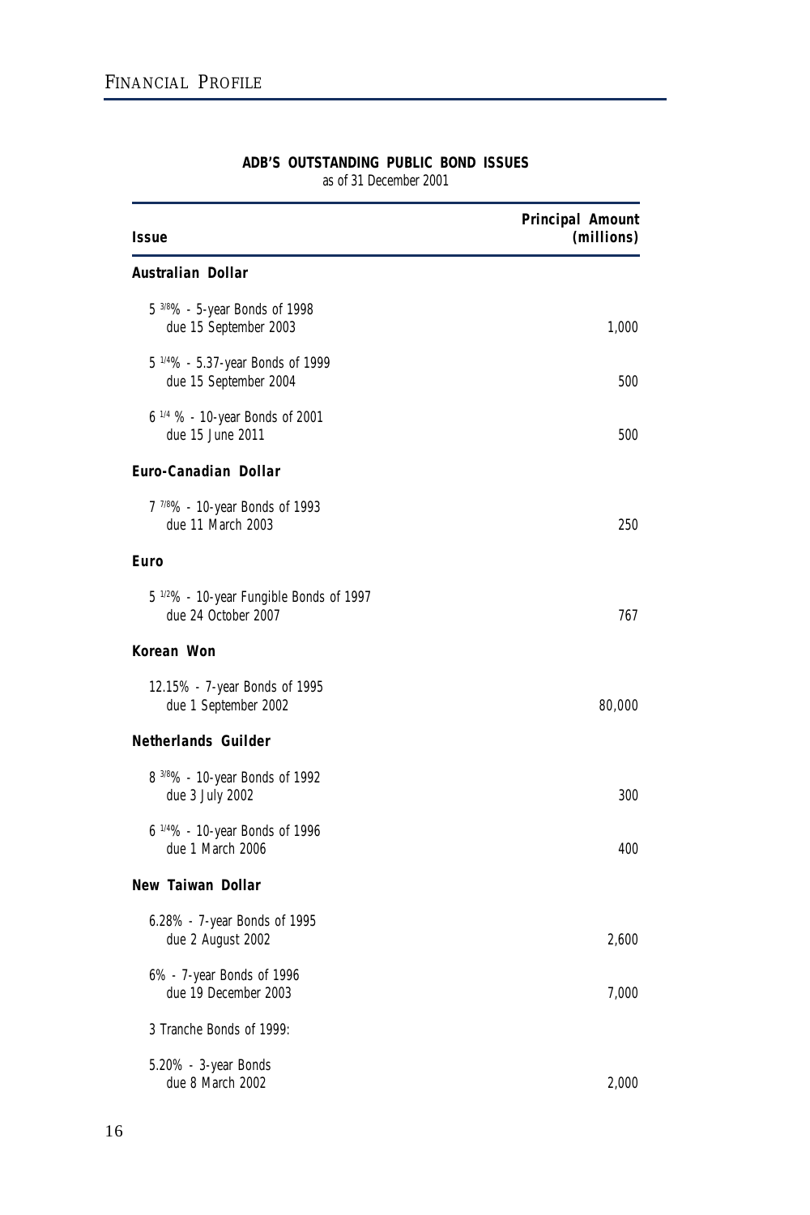## ADB'S OUTSTANDING PUBLIC BOND ISSUES

as of 31 December 2001

| Issue | Principal Amount (millions) |
|---|---|
| **Australian Dollar** | |
| 5 3/8% - 5-year Bonds of 1998 due 15 September 2003 | 1,000 |
| 5 1/4% - 5.37-year Bonds of 1999 due 15 September 2004 | 500 |
| 6 1/4 % - 10-year Bonds of 2001 due 15 June 2011 | 500 |
| **Euro-Canadian Dollar** | |
| 7 7/8% - 10-year Bonds of 1993 due 11 March 2003 | 250 |
| **Euro** | |
| 5 1/2% - 10-year Fungible Bonds of 1997 due 24 October 2007 | 767 |
| **Korean Won** | |
| 12.15% - 7-year Bonds of 1995 due 1 September 2002 | 80,000 |
| **Netherlands Guilder** | |
| 8 3/8% - 10-year Bonds of 1992 due 3 July 2002 | 300 |
| 6 1/4% - 10-year Bonds of 1996 due 1 March 2006 | 400 |
| **New Taiwan Dollar** | |
| 6.28% - 7-year Bonds of 1995 due 2 August 2002 | 2,600 |
| 6% - 7-year Bonds of 1996 due 19 December 2003 | 7,000 |
| 3 Tranche Bonds of 1999: | |
| 5.20% - 3-year Bonds due 8 March 2002 | 2,000 |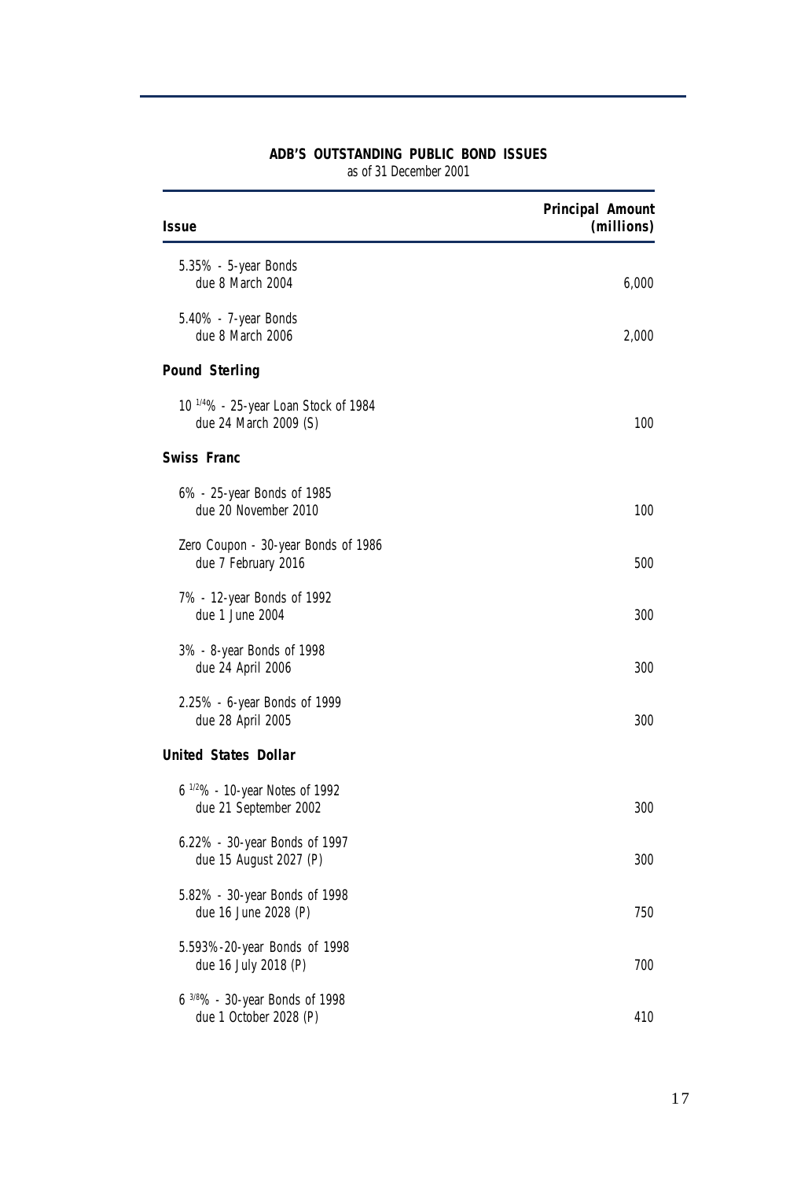**ADB'S OUTSTANDING PUBLIC BOND ISSUES**
as of 31 December 2001

| Issue | Principal Amount (millions) |
|---|---|
| 5.35% - 5-year Bonds due 8 March 2004 | 6,000 |
| 5.40% - 7-year Bonds due 8 March 2006 | 2,000 |
| **Pound Sterling** | |
| 10 1/4% - 25-year Loan Stock of 1984 due 24 March 2009 (S) | 100 |
| **Swiss Franc** | |
| 6% - 25-year Bonds of 1985 due 20 November 2010 | 100 |
| Zero Coupon - 30-year Bonds of 1986 due 7 February 2016 | 500 |
| 7% - 12-year Bonds of 1992 due 1 June 2004 | 300 |
| 3% - 8-year Bonds of 1998 due 24 April 2006 | 300 |
| 2.25% - 6-year Bonds of 1999 due 28 April 2005 | 300 |
| **United States Dollar** | |
| 6 1/2% - 10-year Notes of 1992 due 21 September 2002 | 300 |
| 6.22% - 30-year Bonds of 1997 due 15 August 2027 (P) | 300 |
| 5.82% - 30-year Bonds of 1998 due 16 June 2028 (P) | 750 |
| 5.593%-20-year Bonds of 1998 due 16 July 2018 (P) | 700 |
| 6 3/8% - 30-year Bonds of 1998 due 1 October 2028 (P) | 410 |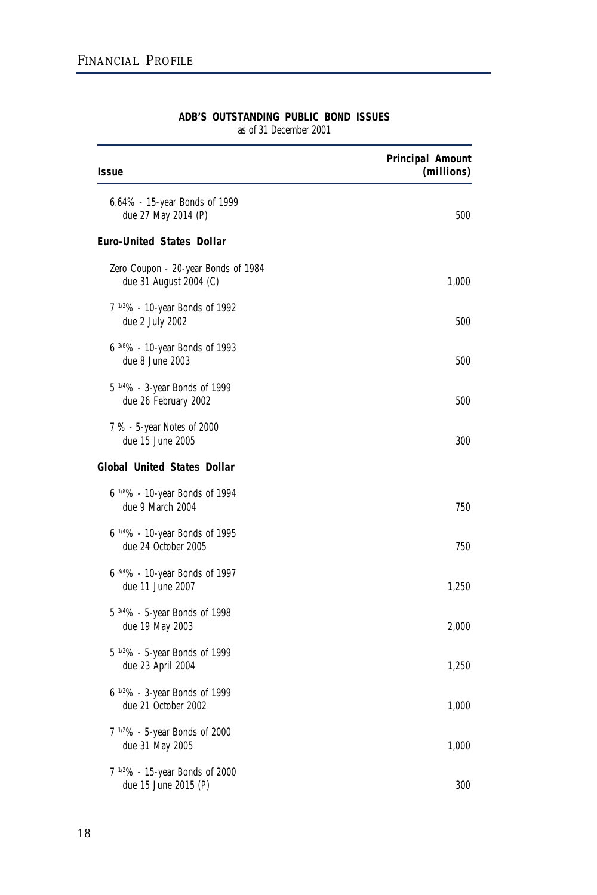**ADB'S OUTSTANDING PUBLIC BOND ISSUES**
as of 31 December 2001

| Issue | Principal Amount (millions) |
|---|---:|
| 6.64% - 15-year Bonds of 1999 due 27 May 2014 (P) | 500 |
| **Euro-United States Dollar** | |
| Zero Coupon - 20-year Bonds of 1984 due 31 August 2004 (C) | 1,000 |
| 7 1/2% - 10-year Bonds of 1992 due 2 July 2002 | 500 |
| 6 3/8% - 10-year Bonds of 1993 due 8 June 2003 | 500 |
| 5 1/4% - 3-year Bonds of 1999 due 26 February 2002 | 500 |
| 7 % - 5-year Notes of 2000 due 15 June 2005 | 300 |
| **Global United States Dollar** | |
| 6 1/8% - 10-year Bonds of 1994 due 9 March 2004 | 750 |
| 6 1/4% - 10-year Bonds of 1995 due 24 October 2005 | 750 |
| 6 3/4% - 10-year Bonds of 1997 due 11 June 2007 | 1,250 |
| 5 3/4% - 5-year Bonds of 1998 due 19 May 2003 | 2,000 |
| 5 1/2% - 5-year Bonds of 1999 due 23 April 2004 | 1,250 |
| 6 1/2% - 3-year Bonds of 1999 due 21 October 2002 | 1,000 |
| 7 1/2% - 5-year Bonds of 2000 due 31 May 2005 | 1,000 |
| 7 1/2% - 15-year Bonds of 2000 due 15 June 2015 (P) | 300 |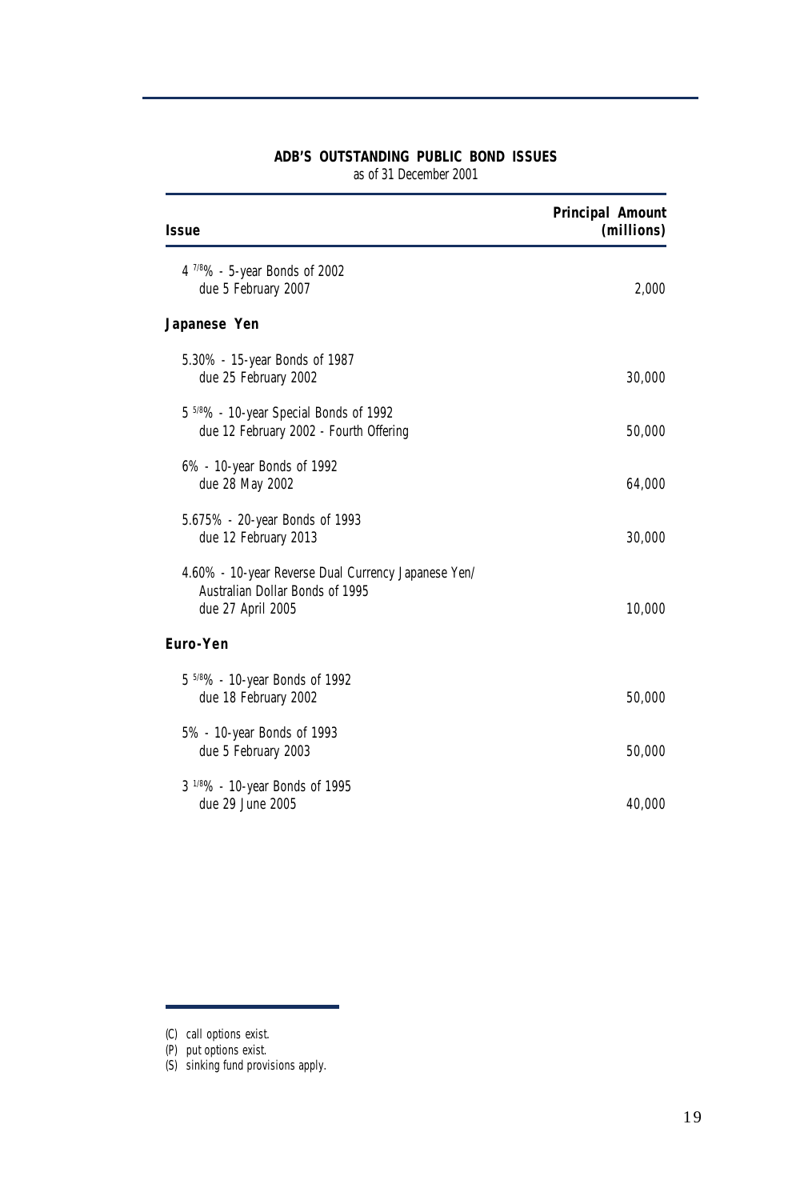**ADB'S OUTSTANDING PUBLIC BOND ISSUES**
as of 31 December 2001

| Issue | Principal Amount (millions) |
|---|---|
| 4 7/8% - 5-year Bonds of 2002 due 5 February 2007 | 2,000 |
| **Japanese Yen** | |
| 5.30% - 15-year Bonds of 1987 due 25 February 2002 | 30,000 |
| 5 5/8% - 10-year Special Bonds of 1992 due 12 February 2002 - Fourth Offering | 50,000 |
| 6% - 10-year Bonds of 1992 due 28 May 2002 | 64,000 |
| 5.675% - 20-year Bonds of 1993 due 12 February 2013 | 30,000 |
| 4.60% - 10-year Reverse Dual Currency Japanese Yen/ Australian Dollar Bonds of 1995 due 27 April 2005 | 10,000 |
| **Euro-Yen** | |
| 5 5/8% - 10-year Bonds of 1992 due 18 February 2002 | 50,000 |
| 5% - 10-year Bonds of 1993 due 5 February 2003 | 50,000 |
| 3 1/8% - 10-year Bonds of 1995 due 29 June 2005 | 40,000 |

(C) call options exist.
(P) put options exist.
(S) sinking fund provisions apply.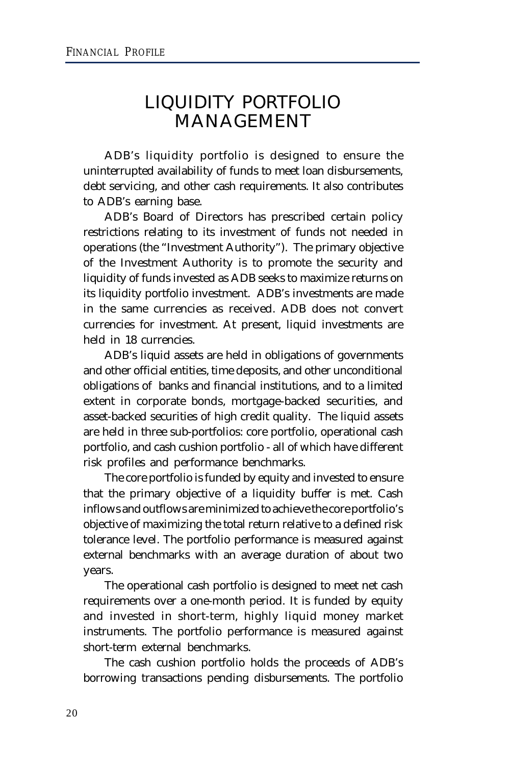# LIQUIDITY PORTFOLIO MANAGEMENT

ADB's liquidity portfolio is designed to ensure the uninterrupted availability of funds to meet loan disbursements, debt servicing, and other cash requirements. It also contributes to ADB's earning base.

ADB's Board of Directors has prescribed certain policy restrictions relating to its investment of funds not needed in operations (the "Investment Authority"). The primary objective of the Investment Authority is to promote the security and liquidity of funds invested as ADB seeks to maximize returns on its liquidity portfolio investment. ADB's investments are made in the same currencies as received. ADB does not convert currencies for investment. At present, liquid investments are held in 18 currencies.

ADB's liquid assets are held in obligations of governments and other official entities, time deposits, and other unconditional obligations of banks and financial institutions, and to a limited extent in corporate bonds, mortgage-backed securities, and asset-backed securities of high credit quality. The liquid assets are held in three sub-portfolios: core portfolio, operational cash portfolio, and cash cushion portfolio - all of which have different risk profiles and performance benchmarks.

The core portfolio is funded by equity and invested to ensure that the primary objective of a liquidity buffer is met. Cash inflows and outflows are minimized to achieve the core portfolio's objective of maximizing the total return relative to a defined risk tolerance level. The portfolio performance is measured against external benchmarks with an average duration of about two years.

The operational cash portfolio is designed to meet net cash requirements over a one-month period. It is funded by equity and invested in short-term, highly liquid money market instruments. The portfolio performance is measured against short-term external benchmarks.

The cash cushion portfolio holds the proceeds of ADB's borrowing transactions pending disbursements. The portfolio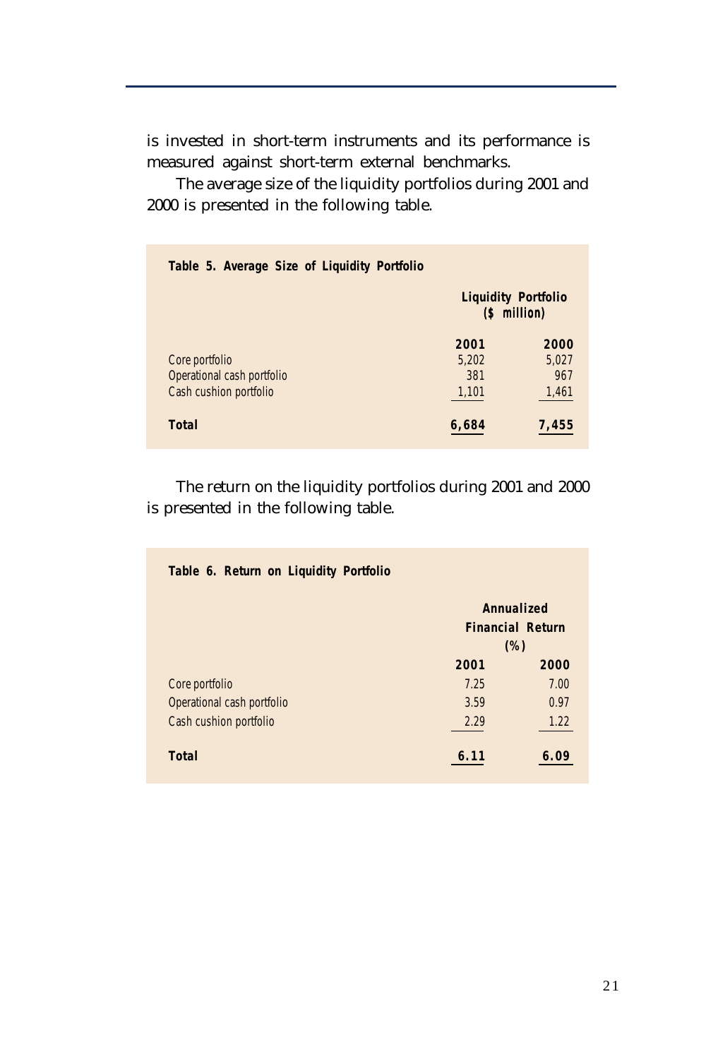is invested in short-term instruments and its performance is measured against short-term external benchmarks.

The average size of the liquidity portfolios during 2001 and 2000 is presented in the following table.

**Table 5. Average Size of Liquidity Portfolio**

| | Liquidity Portfolio ($ million) | |
|---|---|---|
| | **2001** | **2000** |
| Core portfolio | 5,202 | 5,027 |
| Operational cash portfolio | 381 | 967 |
| Cash cushion portfolio | 1,101 | 1,461 |
| **Total** | **6,684** | **7,455** |

The return on the liquidity portfolios during 2001 and 2000 is presented in the following table.

**Table 6. Return on Liquidity Portfolio**

| | Annualized Financial Return (%) | |
|---|---|---|
| | **2001** | **2000** |
| Core portfolio | 7.25 | 7.00 |
| Operational cash portfolio | 3.59 | 0.97 |
| Cash cushion portfolio | 2.29 | 1.22 |
| **Total** | **6.11** | **6.09** |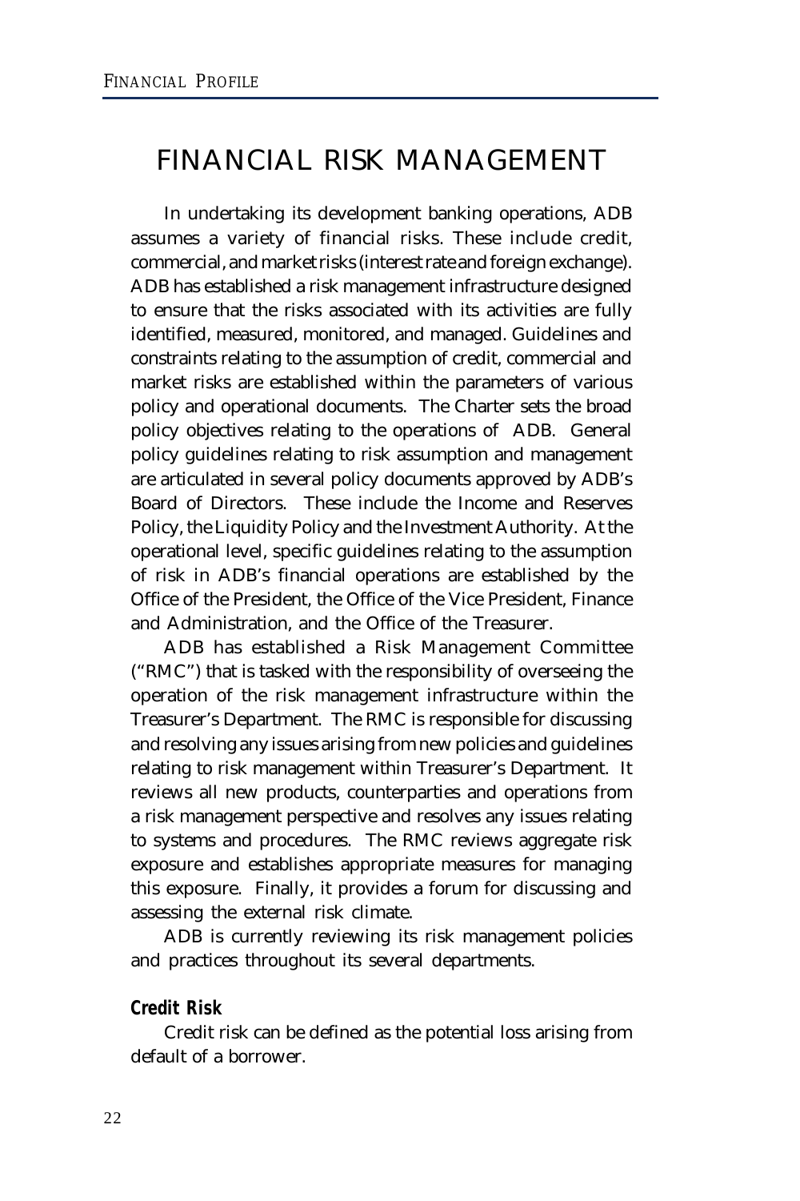# FINANCIAL RISK MANAGEMENT

In undertaking its development banking operations, ADB assumes a variety of financial risks. These include credit, commercial, and market risks (interest rate and foreign exchange). ADB has established a risk management infrastructure designed to ensure that the risks associated with its activities are fully identified, measured, monitored, and managed. Guidelines and constraints relating to the assumption of credit, commercial and market risks are established within the parameters of various policy and operational documents. The Charter sets the broad policy objectives relating to the operations of ADB. General policy guidelines relating to risk assumption and management are articulated in several policy documents approved by ADB's Board of Directors. These include the Income and Reserves Policy, the Liquidity Policy and the Investment Authority. At the operational level, specific guidelines relating to the assumption of risk in ADB's financial operations are established by the Office of the President, the Office of the Vice President, Finance and Administration, and the Office of the Treasurer.

ADB has established a Risk Management Committee ("RMC") that is tasked with the responsibility of overseeing the operation of the risk management infrastructure within the Treasurer's Department. The RMC is responsible for discussing and resolving any issues arising from new policies and guidelines relating to risk management within Treasurer's Department. It reviews all new products, counterparties and operations from a risk management perspective and resolves any issues relating to systems and procedures. The RMC reviews aggregate risk exposure and establishes appropriate measures for managing this exposure. Finally, it provides a forum for discussing and assessing the external risk climate.

ADB is currently reviewing its risk management policies and practices throughout its several departments.

### Credit Risk

Credit risk can be defined as the potential loss arising from default of a borrower.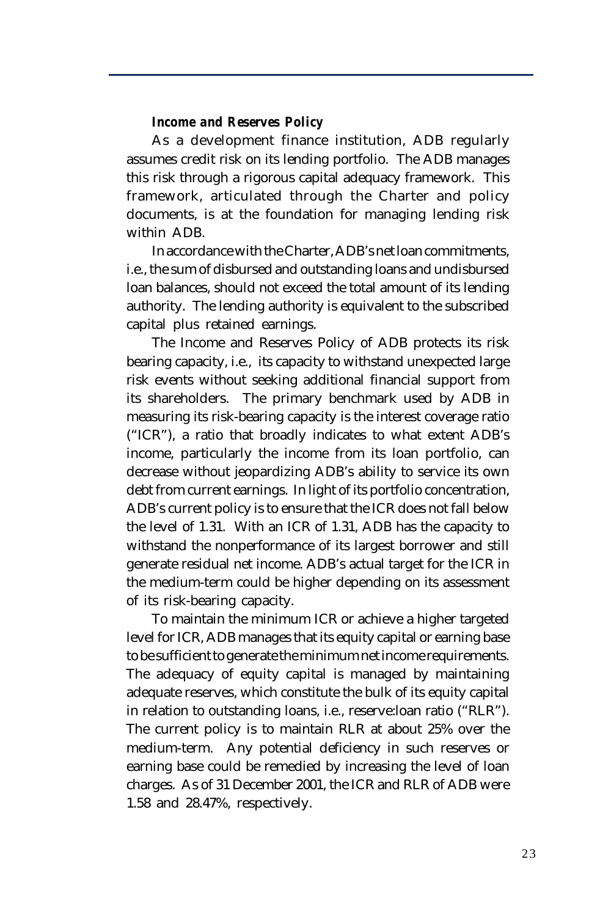### *Income and Reserves Policy*

As a development finance institution, ADB regularly assumes credit risk on its lending portfolio. The ADB manages this risk through a rigorous capital adequacy framework. This framework, articulated through the Charter and policy documents, is at the foundation for managing lending risk within ADB.

In accordance with the Charter, ADB's net loan commitments, i.e., the sum of disbursed and outstanding loans and undisbursed loan balances, should not exceed the total amount of its lending authority. The lending authority is equivalent to the subscribed capital plus retained earnings.

The Income and Reserves Policy of ADB protects its risk bearing capacity, i.e., its capacity to withstand unexpected large risk events without seeking additional financial support from its shareholders. The primary benchmark used by ADB in measuring its risk-bearing capacity is the interest coverage ratio ("ICR"), a ratio that broadly indicates to what extent ADB's income, particularly the income from its loan portfolio, can decrease without jeopardizing ADB's ability to service its own debt from current earnings. In light of its portfolio concentration, ADB's current policy is to ensure that the ICR does not fall below the level of 1.31. With an ICR of 1.31, ADB has the capacity to withstand the nonperformance of its largest borrower and still generate residual net income. ADB's actual target for the ICR in the medium-term could be higher depending on its assessment of its risk-bearing capacity.

To maintain the minimum ICR or achieve a higher targeted level for ICR, ADB manages that its equity capital or earning base to be sufficient to generate the minimum net income requirements. The adequacy of equity capital is managed by maintaining adequate reserves, which constitute the bulk of its equity capital in relation to outstanding loans, i.e., reserve:loan ratio ("RLR"). The current policy is to maintain RLR at about 25% over the medium-term. Any potential deficiency in such reserves or earning base could be remedied by increasing the level of loan charges. As of 31 December 2001, the ICR and RLR of ADB were 1.58 and 28.47%, respectively.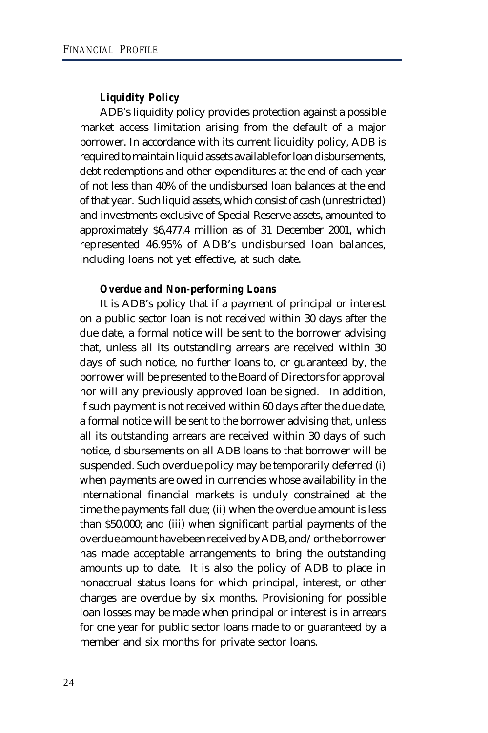### *Liquidity Policy*

ADB's liquidity policy provides protection against a possible market access limitation arising from the default of a major borrower. In accordance with its current liquidity policy, ADB is required to maintain liquid assets available for loan disbursements, debt redemptions and other expenditures at the end of each year of not less than 40% of the undisbursed loan balances at the end of that year. Such liquid assets, which consist of cash (unrestricted) and investments exclusive of Special Reserve assets, amounted to approximately $6,477.4 million as of 31 December 2001, which represented 46.95% of ADB's undisbursed loan balances, including loans not yet effective, at such date.

### *Overdue and Non-performing Loans*

It is ADB's policy that if a payment of principal or interest on a public sector loan is not received within 30 days after the due date, a formal notice will be sent to the borrower advising that, unless all its outstanding arrears are received within 30 days of such notice, no further loans to, or guaranteed by, the borrower will be presented to the Board of Directors for approval nor will any previously approved loan be signed. In addition, if such payment is not received within 60 days after the due date, a formal notice will be sent to the borrower advising that, unless all its outstanding arrears are received within 30 days of such notice, disbursements on all ADB loans to that borrower will be suspended. Such overdue policy may be temporarily deferred (i) when payments are owed in currencies whose availability in the international financial markets is unduly constrained at the time the payments fall due; (ii) when the overdue amount is less than $50,000; and (iii) when significant partial payments of the overdue amount have been received by ADB, and/or the borrower has made acceptable arrangements to bring the outstanding amounts up to date. It is also the policy of ADB to place in nonaccrual status loans for which principal, interest, or other charges are overdue by six months. Provisioning for possible loan losses may be made when principal or interest is in arrears for one year for public sector loans made to or guaranteed by a member and six months for private sector loans.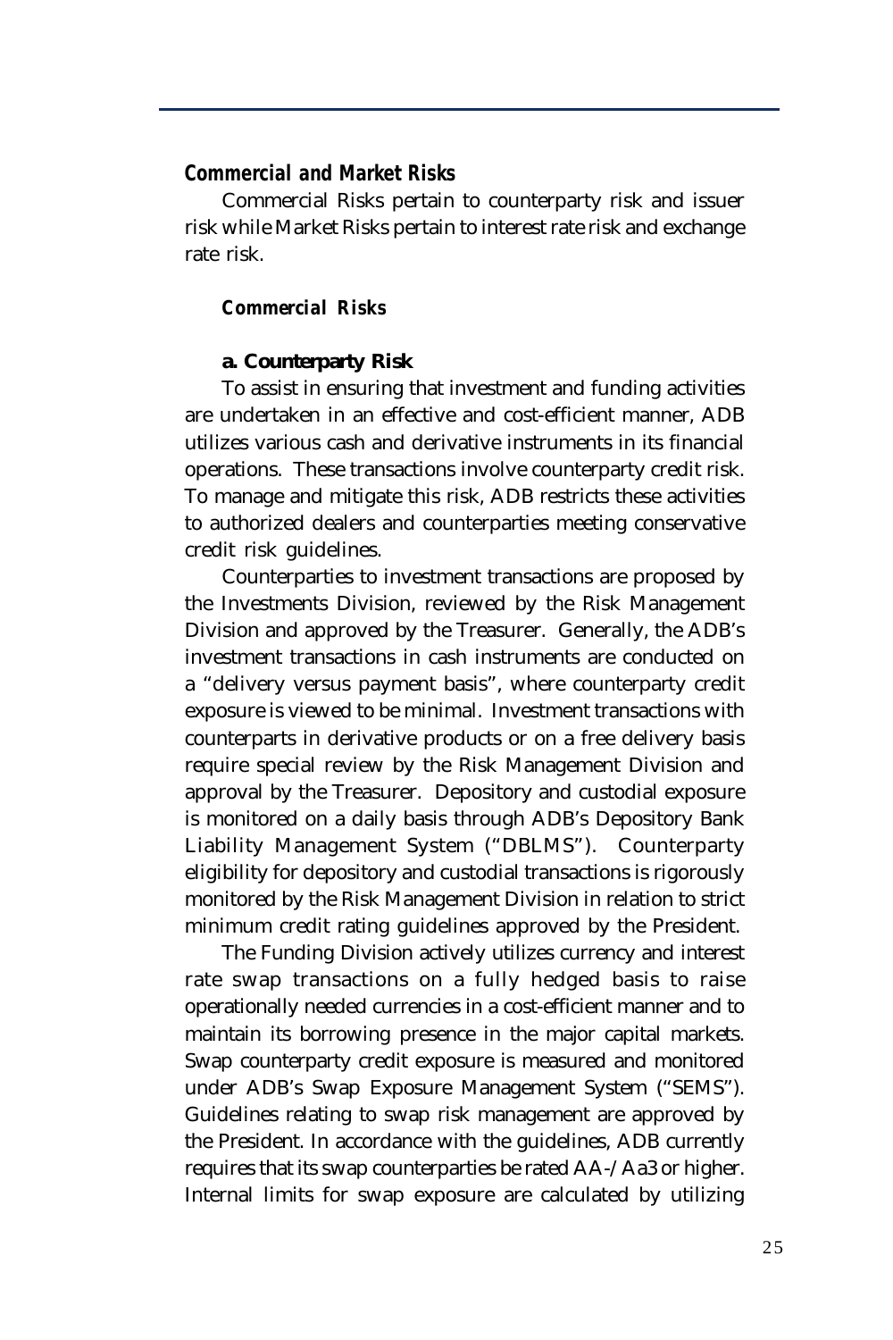### *Commercial and Market Risks*

Commercial Risks pertain to counterparty risk and issuer risk while Market Risks pertain to interest rate risk and exchange rate risk.

#### *Commercial Risks*

**a. Counterparty Risk**

To assist in ensuring that investment and funding activities are undertaken in an effective and cost-efficient manner, ADB utilizes various cash and derivative instruments in its financial operations. These transactions involve counterparty credit risk. To manage and mitigate this risk, ADB restricts these activities to authorized dealers and counterparties meeting conservative credit risk guidelines.

Counterparties to investment transactions are proposed by the Investments Division, reviewed by the Risk Management Division and approved by the Treasurer. Generally, the ADB's investment transactions in cash instruments are conducted on a "delivery versus payment basis", where counterparty credit exposure is viewed to be minimal. Investment transactions with counterparts in derivative products or on a free delivery basis require special review by the Risk Management Division and approval by the Treasurer. Depository and custodial exposure is monitored on a daily basis through ADB's Depository Bank Liability Management System ("DBLMS"). Counterparty eligibility for depository and custodial transactions is rigorously monitored by the Risk Management Division in relation to strict minimum credit rating guidelines approved by the President.

The Funding Division actively utilizes currency and interest rate swap transactions on a fully hedged basis to raise operationally needed currencies in a cost-efficient manner and to maintain its borrowing presence in the major capital markets. Swap counterparty credit exposure is measured and monitored under ADB's Swap Exposure Management System ("SEMS"). Guidelines relating to swap risk management are approved by the President. In accordance with the guidelines, ADB currently requires that its swap counterparties be rated AA-/Aa3 or higher. Internal limits for swap exposure are calculated by utilizing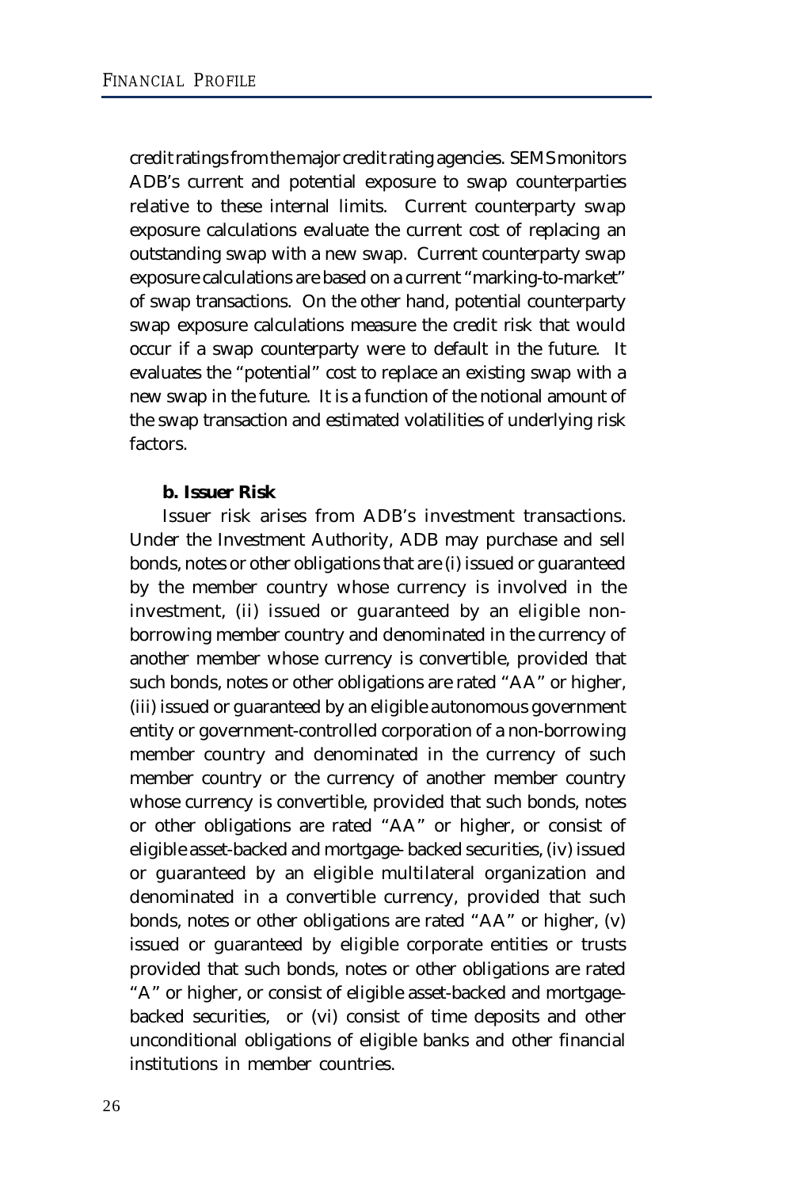credit ratings from the major credit rating agencies. SEMS monitors ADB's current and potential exposure to swap counterparties relative to these internal limits. Current counterparty swap exposure calculations evaluate the current cost of replacing an outstanding swap with a new swap. Current counterparty swap exposure calculations are based on a current "marking-to-market" of swap transactions. On the other hand, potential counterparty swap exposure calculations measure the credit risk that would occur if a swap counterparty were to default in the future. It evaluates the "potential" cost to replace an existing swap with a new swap in the future. It is a function of the notional amount of the swap transaction and estimated volatilities of underlying risk factors.

**b. Issuer Risk**

Issuer risk arises from ADB's investment transactions. Under the Investment Authority, ADB may purchase and sell bonds, notes or other obligations that are (i) issued or guaranteed by the member country whose currency is involved in the investment, (ii) issued or guaranteed by an eligible non-borrowing member country and denominated in the currency of another member whose currency is convertible, provided that such bonds, notes or other obligations are rated "AA" or higher, (iii) issued or guaranteed by an eligible autonomous government entity or government-controlled corporation of a non-borrowing member country and denominated in the currency of such member country or the currency of another member country whose currency is convertible, provided that such bonds, notes or other obligations are rated "AA" or higher, or consist of eligible asset-backed and mortgage- backed securities, (iv) issued or guaranteed by an eligible multilateral organization and denominated in a convertible currency, provided that such bonds, notes or other obligations are rated "AA" or higher, (v) issued or guaranteed by eligible corporate entities or trusts provided that such bonds, notes or other obligations are rated "A" or higher, or consist of eligible asset-backed and mortgage-backed securities, or (vi) consist of time deposits and other unconditional obligations of eligible banks and other financial institutions in member countries.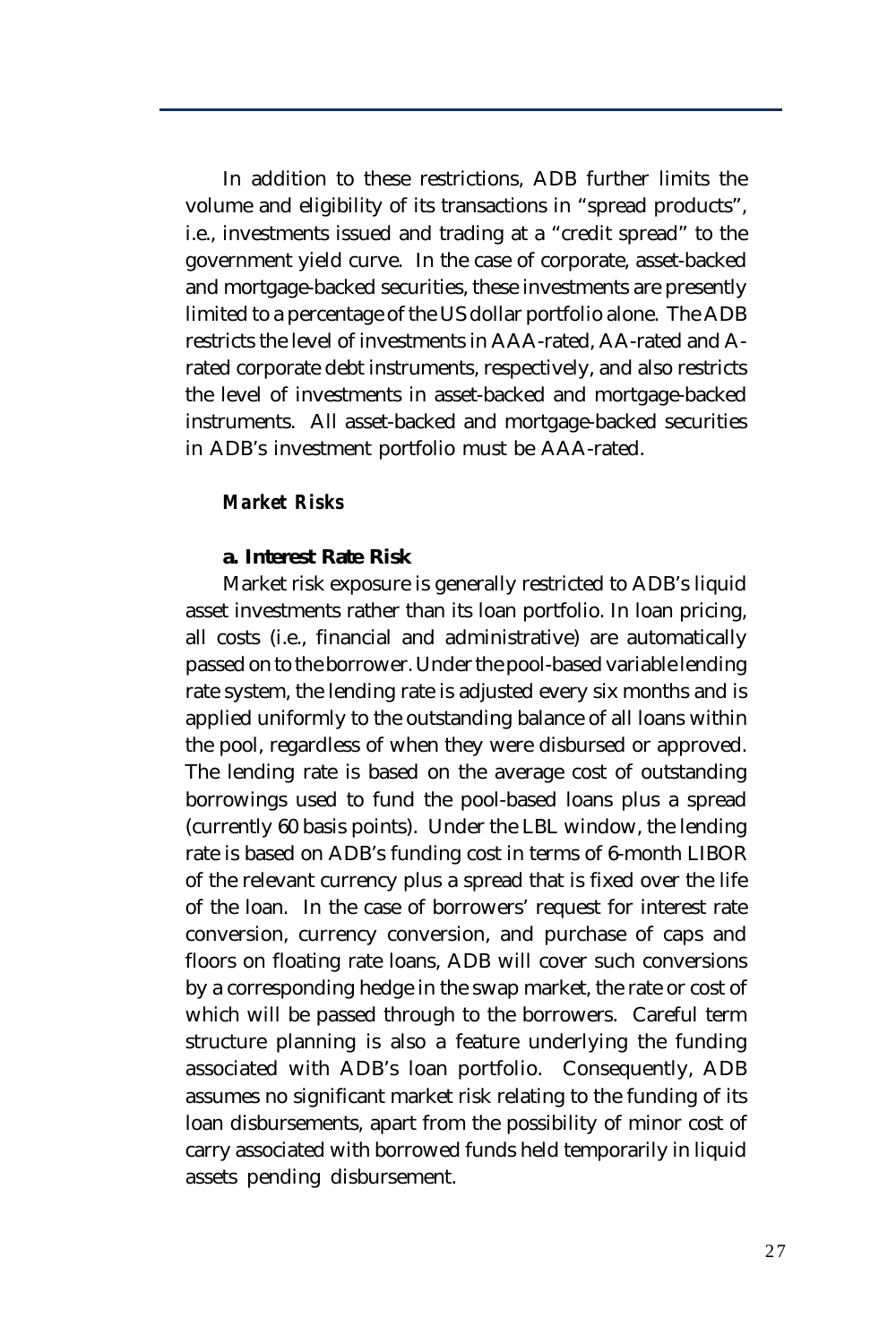In addition to these restrictions, ADB further limits the volume and eligibility of its transactions in "spread products", i.e., investments issued and trading at a "credit spread" to the government yield curve. In the case of corporate, asset-backed and mortgage-backed securities, these investments are presently limited to a percentage of the US dollar portfolio alone. The ADB restricts the level of investments in AAA-rated, AA-rated and A-rated corporate debt instruments, respectively, and also restricts the level of investments in asset-backed and mortgage-backed instruments. All asset-backed and mortgage-backed securities in ADB's investment portfolio must be AAA-rated.

***Market Risks***

**a. Interest Rate Risk**

Market risk exposure is generally restricted to ADB's liquid asset investments rather than its loan portfolio. In loan pricing, all costs (i.e., financial and administrative) are automatically passed on to the borrower. Under the pool-based variable lending rate system, the lending rate is adjusted every six months and is applied uniformly to the outstanding balance of all loans within the pool, regardless of when they were disbursed or approved. The lending rate is based on the average cost of outstanding borrowings used to fund the pool-based loans plus a spread (currently 60 basis points). Under the LBL window, the lending rate is based on ADB's funding cost in terms of 6-month LIBOR of the relevant currency plus a spread that is fixed over the life of the loan. In the case of borrowers' request for interest rate conversion, currency conversion, and purchase of caps and floors on floating rate loans, ADB will cover such conversions by a corresponding hedge in the swap market, the rate or cost of which will be passed through to the borrowers. Careful term structure planning is also a feature underlying the funding associated with ADB's loan portfolio. Consequently, ADB assumes no significant market risk relating to the funding of its loan disbursements, apart from the possibility of minor cost of carry associated with borrowed funds held temporarily in liquid assets pending disbursement.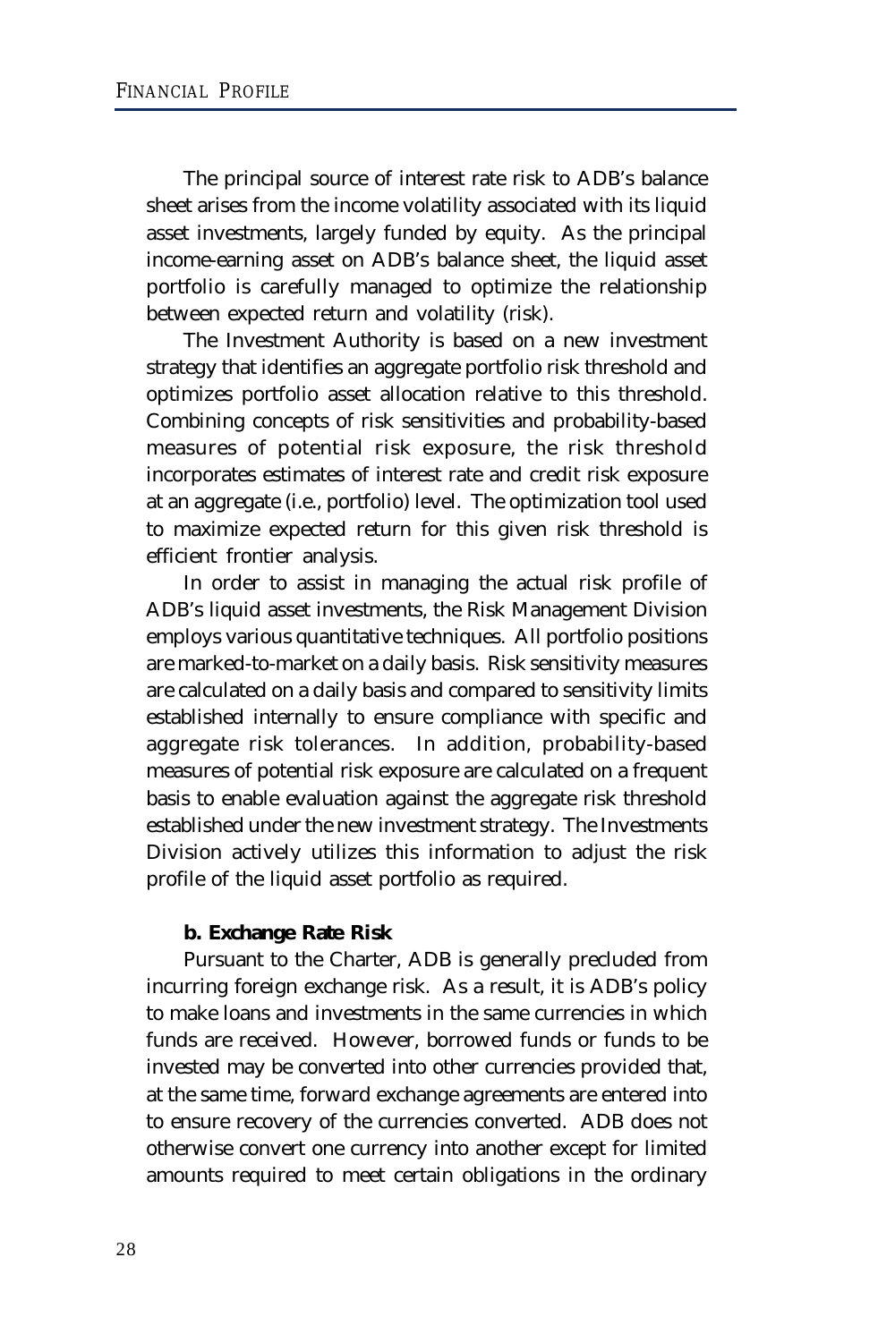The principal source of interest rate risk to ADB's balance sheet arises from the income volatility associated with its liquid asset investments, largely funded by equity. As the principal income-earning asset on ADB's balance sheet, the liquid asset portfolio is carefully managed to optimize the relationship between expected return and volatility (risk).

The Investment Authority is based on a new investment strategy that identifies an aggregate portfolio risk threshold and optimizes portfolio asset allocation relative to this threshold. Combining concepts of risk sensitivities and probability-based measures of potential risk exposure, the risk threshold incorporates estimates of interest rate and credit risk exposure at an aggregate (i.e., portfolio) level. The optimization tool used to maximize expected return for this given risk threshold is efficient frontier analysis.

In order to assist in managing the actual risk profile of ADB's liquid asset investments, the Risk Management Division employs various quantitative techniques. All portfolio positions are marked-to-market on a daily basis. Risk sensitivity measures are calculated on a daily basis and compared to sensitivity limits established internally to ensure compliance with specific and aggregate risk tolerances. In addition, probability-based measures of potential risk exposure are calculated on a frequent basis to enable evaluation against the aggregate risk threshold established under the new investment strategy. The Investments Division actively utilizes this information to adjust the risk profile of the liquid asset portfolio as required.

**b. Exchange Rate Risk**

Pursuant to the Charter, ADB is generally precluded from incurring foreign exchange risk. As a result, it is ADB's policy to make loans and investments in the same currencies in which funds are received. However, borrowed funds or funds to be invested may be converted into other currencies provided that, at the same time, forward exchange agreements are entered into to ensure recovery of the currencies converted. ADB does not otherwise convert one currency into another except for limited amounts required to meet certain obligations in the ordinary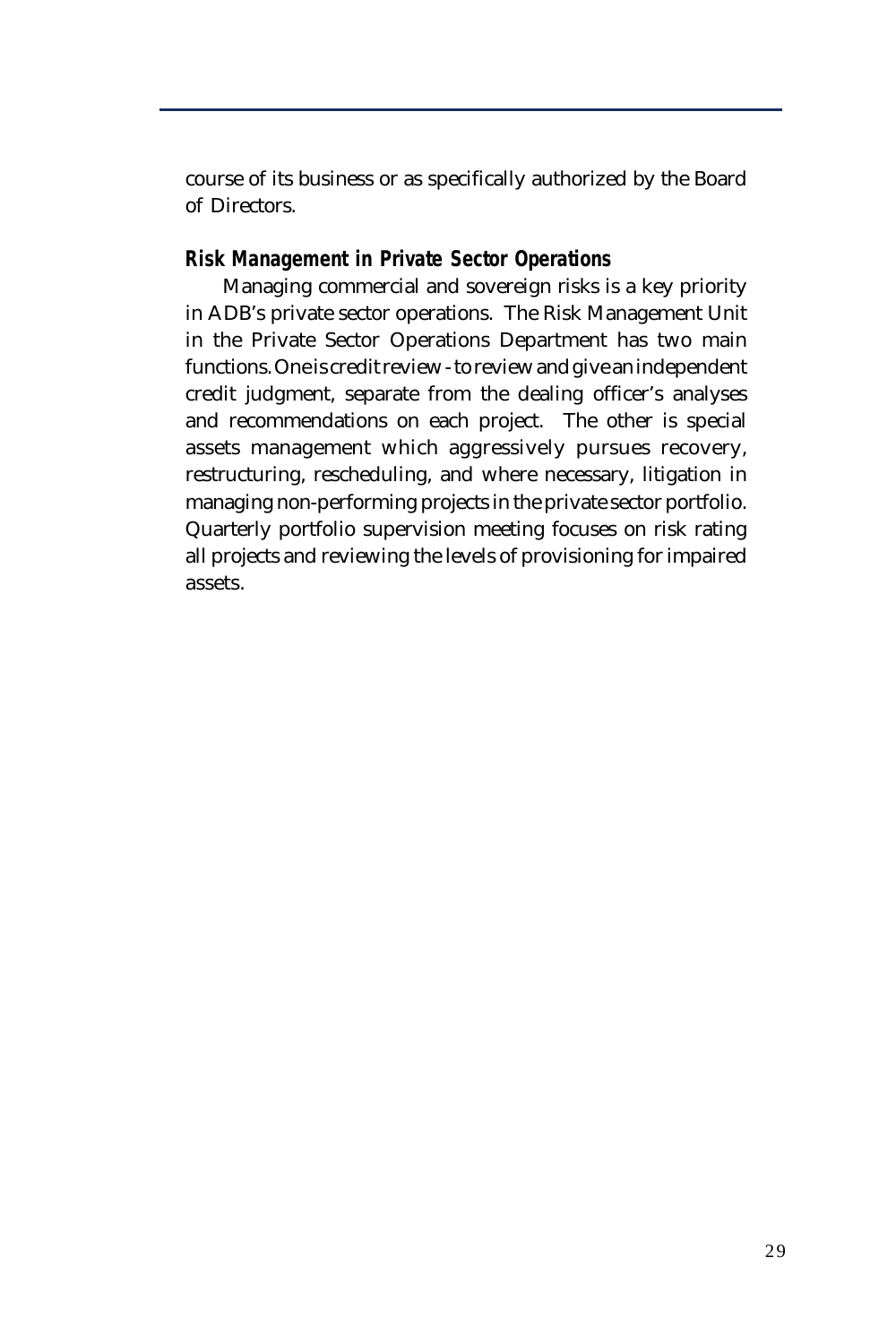course of its business or as specifically authorized by the Board of Directors.

### *Risk Management in Private Sector Operations*

Managing commercial and sovereign risks is a key priority in ADB's private sector operations. The Risk Management Unit in the Private Sector Operations Department has two main functions. One is credit review - to review and give an independent credit judgment, separate from the dealing officer's analyses and recommendations on each project. The other is special assets management which aggressively pursues recovery, restructuring, rescheduling, and where necessary, litigation in managing non-performing projects in the private sector portfolio. Quarterly portfolio supervision meeting focuses on risk rating all projects and reviewing the levels of provisioning for impaired assets.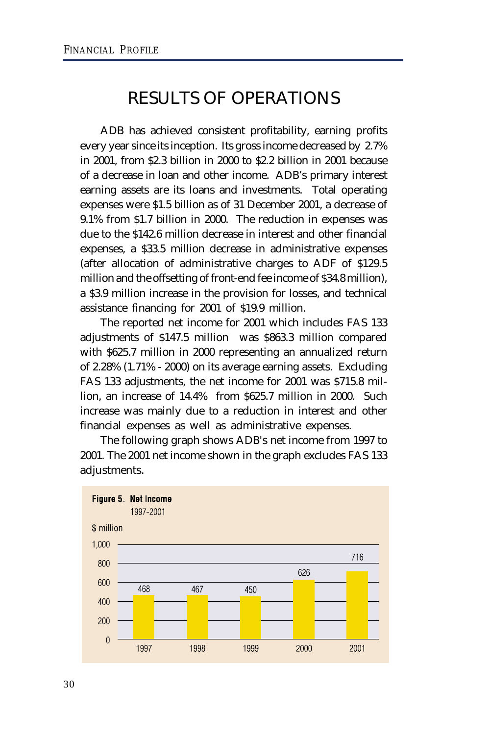# RESULTS OF OPERATIONS

ADB has achieved consistent profitability, earning profits every year since its inception. Its gross income decreased by 2.7% in 2001, from $2.3 billion in 2000 to $2.2 billion in 2001 because of a decrease in loan and other income. ADB's primary interest earning assets are its loans and investments. Total operating expenses were $1.5 billion as of 31 December 2001, a decrease of 9.1% from $1.7 billion in 2000. The reduction in expenses was due to the $142.6 million decrease in interest and other financial expenses, a $33.5 million decrease in administrative expenses (after allocation of administrative charges to ADF of $129.5 million and the offsetting of front-end fee income of $34.8 million), a $3.9 million increase in the provision for losses, and technical assistance financing for 2001 of $19.9 million.

The reported net income for 2001 which includes FAS 133 adjustments of $147.5 million was $863.3 million compared with $625.7 million in 2000 representing an annualized return of 2.28% (1.71% - 2000) on its average earning assets. Excluding FAS 133 adjustments, the net income for 2001 was $715.8 million, an increase of 14.4% from $625.7 million in 2000. Such increase was mainly due to a reduction in interest and other financial expenses as well as administrative expenses.

The following graph shows ADB's net income from 1997 to 2001. The 2001 net income shown in the graph excludes FAS 133 adjustments.

**Figure 5. Net Income**
1997-2001

$ million

| Year | Net Income |
|---|---|
| 1997 | 468 |
| 1998 | 467 |
| 1999 | 450 |
| 2000 | 626 |
| 2001 | 716 |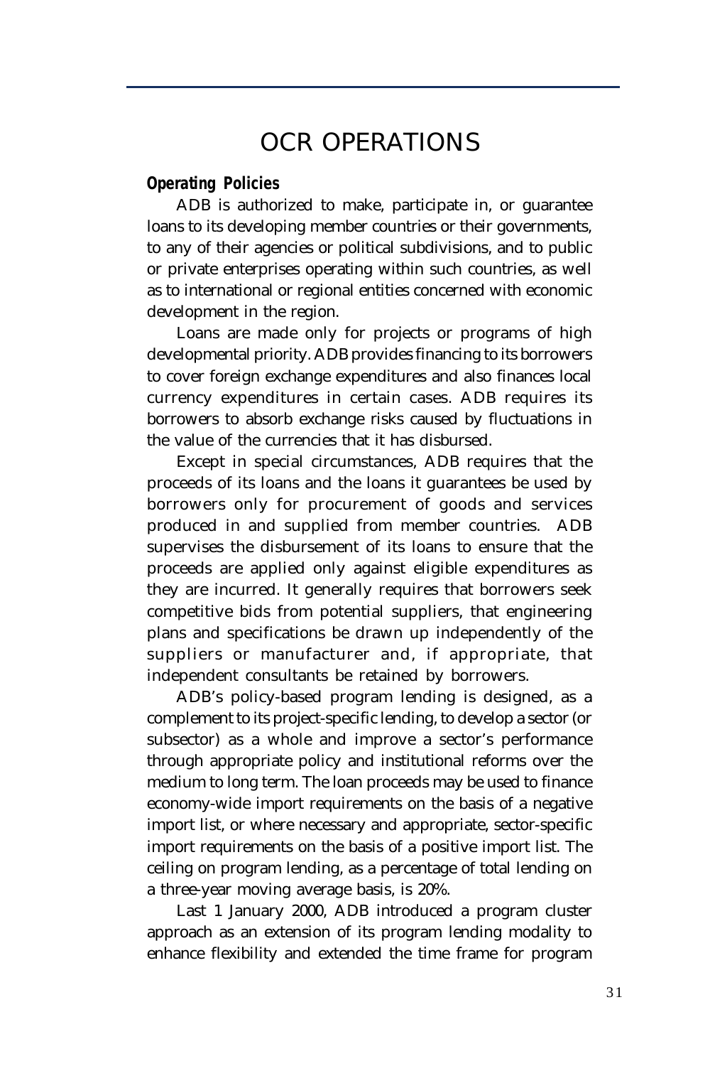# OCR OPERATIONS

**Operating Policies**

ADB is authorized to make, participate in, or guarantee loans to its developing member countries or their governments, to any of their agencies or political subdivisions, and to public or private enterprises operating within such countries, as well as to international or regional entities concerned with economic development in the region.

Loans are made only for projects or programs of high developmental priority. ADB provides financing to its borrowers to cover foreign exchange expenditures and also finances local currency expenditures in certain cases. ADB requires its borrowers to absorb exchange risks caused by fluctuations in the value of the currencies that it has disbursed.

Except in special circumstances, ADB requires that the proceeds of its loans and the loans it guarantees be used by borrowers only for procurement of goods and services produced in and supplied from member countries. ADB supervises the disbursement of its loans to ensure that the proceeds are applied only against eligible expenditures as they are incurred. It generally requires that borrowers seek competitive bids from potential suppliers, that engineering plans and specifications be drawn up independently of the suppliers or manufacturer and, if appropriate, that independent consultants be retained by borrowers.

ADB's policy-based program lending is designed, as a complement to its project-specific lending, to develop a sector (or subsector) as a whole and improve a sector's performance through appropriate policy and institutional reforms over the medium to long term. The loan proceeds may be used to finance economy-wide import requirements on the basis of a negative import list, or where necessary and appropriate, sector-specific import requirements on the basis of a positive import list. The ceiling on program lending, as a percentage of total lending on a three-year moving average basis, is 20%.

Last 1 January 2000, ADB introduced a program cluster approach as an extension of its program lending modality to enhance flexibility and extended the time frame for program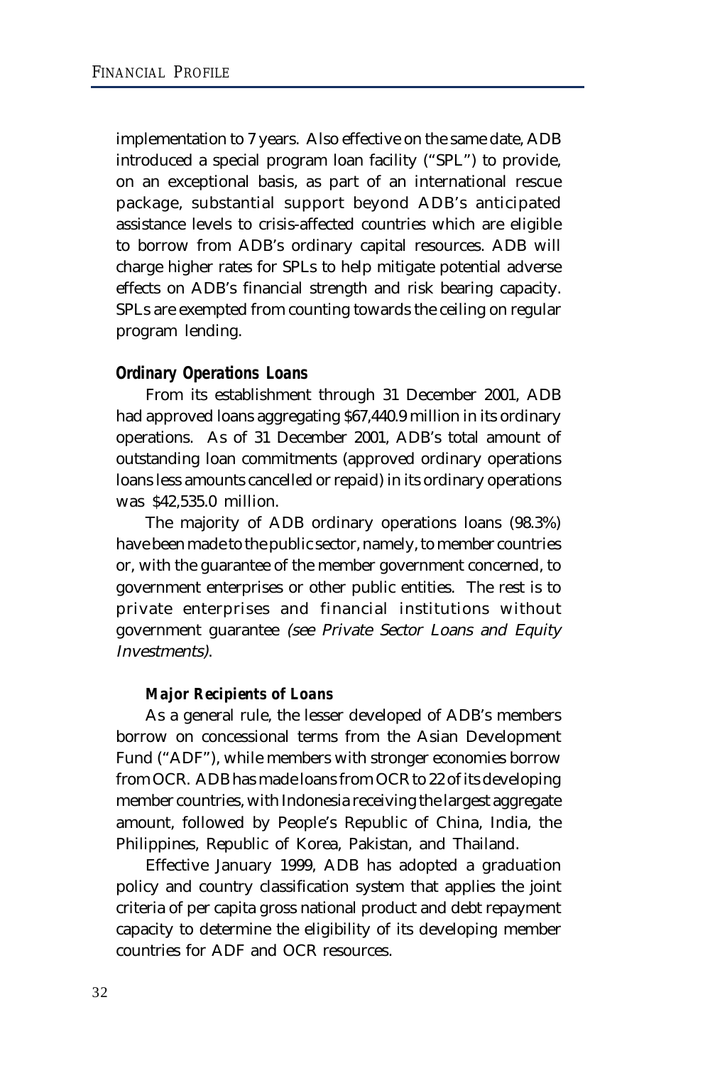implementation to 7 years. Also effective on the same date, ADB introduced a special program loan facility ("SPL") to provide, on an exceptional basis, as part of an international rescue package, substantial support beyond ADB's anticipated assistance levels to crisis-affected countries which are eligible to borrow from ADB's ordinary capital resources. ADB will charge higher rates for SPLs to help mitigate potential adverse effects on ADB's financial strength and risk bearing capacity. SPLs are exempted from counting towards the ceiling on regular program lending.

### *Ordinary Operations Loans*

From its establishment through 31 December 2001, ADB had approved loans aggregating $67,440.9 million in its ordinary operations. As of 31 December 2001, ADB's total amount of outstanding loan commitments (approved ordinary operations loans less amounts cancelled or repaid) in its ordinary operations was $42,535.0 million.

The majority of ADB ordinary operations loans (98.3%) have been made to the public sector, namely, to member countries or, with the guarantee of the member government concerned, to government enterprises or other public entities. The rest is to private enterprises and financial institutions without government guarantee *(see Private Sector Loans and Equity Investments)*.

#### *Major Recipients of Loans*

As a general rule, the lesser developed of ADB's members borrow on concessional terms from the Asian Development Fund ("ADF"), while members with stronger economies borrow from OCR. ADB has made loans from OCR to 22 of its developing member countries, with Indonesia receiving the largest aggregate amount, followed by People's Republic of China, India, the Philippines, Republic of Korea, Pakistan, and Thailand.

Effective January 1999, ADB has adopted a graduation policy and country classification system that applies the joint criteria of per capita gross national product and debt repayment capacity to determine the eligibility of its developing member countries for ADF and OCR resources.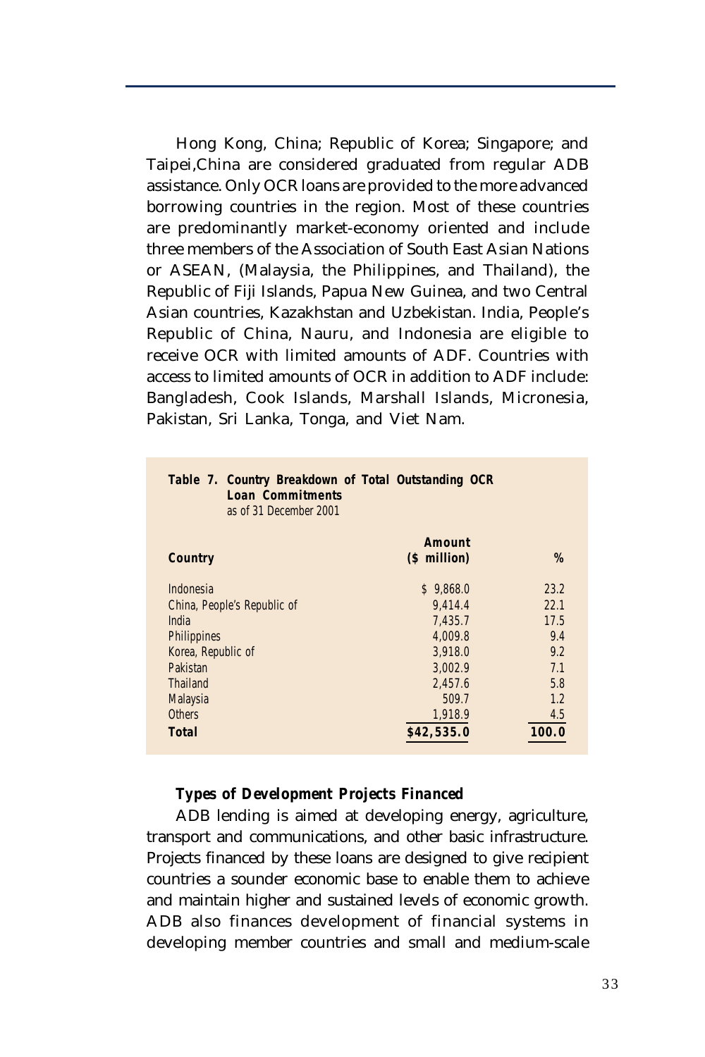Hong Kong, China; Republic of Korea; Singapore; and Taipei,China are considered graduated from regular ADB assistance. Only OCR loans are provided to the more advanced borrowing countries in the region. Most of these countries are predominantly market-economy oriented and include three members of the Association of South East Asian Nations or ASEAN, (Malaysia, the Philippines, and Thailand), the Republic of Fiji Islands, Papua New Guinea, and two Central Asian countries, Kazakhstan and Uzbekistan. India, People's Republic of China, Nauru, and Indonesia are eligible to receive OCR with limited amounts of ADF. Countries with access to limited amounts of OCR in addition to ADF include: Bangladesh, Cook Islands, Marshall Islands, Micronesia, Pakistan, Sri Lanka, Tonga, and Viet Nam.

**Table 7. Country Breakdown of Total Outstanding OCR Loan Commitments**
as of 31 December 2001

| Country | Amount ($ million) | % |
|---|---|---|
| Indonesia | $ 9,868.0 | 23.2 |
| China, People's Republic of | 9,414.4 | 22.1 |
| India | 7,435.7 | 17.5 |
| Philippines | 4,009.8 | 9.4 |
| Korea, Republic of | 3,918.0 | 9.2 |
| Pakistan | 3,002.9 | 7.1 |
| Thailand | 2,457.6 | 5.8 |
| Malaysia | 509.7 | 1.2 |
| Others | 1,918.9 | 4.5 |
| **Total** | **$42,535.0** | **100.0** |

### *Types of Development Projects Financed*

ADB lending is aimed at developing energy, agriculture, transport and communications, and other basic infrastructure. Projects financed by these loans are designed to give recipient countries a sounder economic base to enable them to achieve and maintain higher and sustained levels of economic growth. ADB also finances development of financial systems in developing member countries and small and medium-scale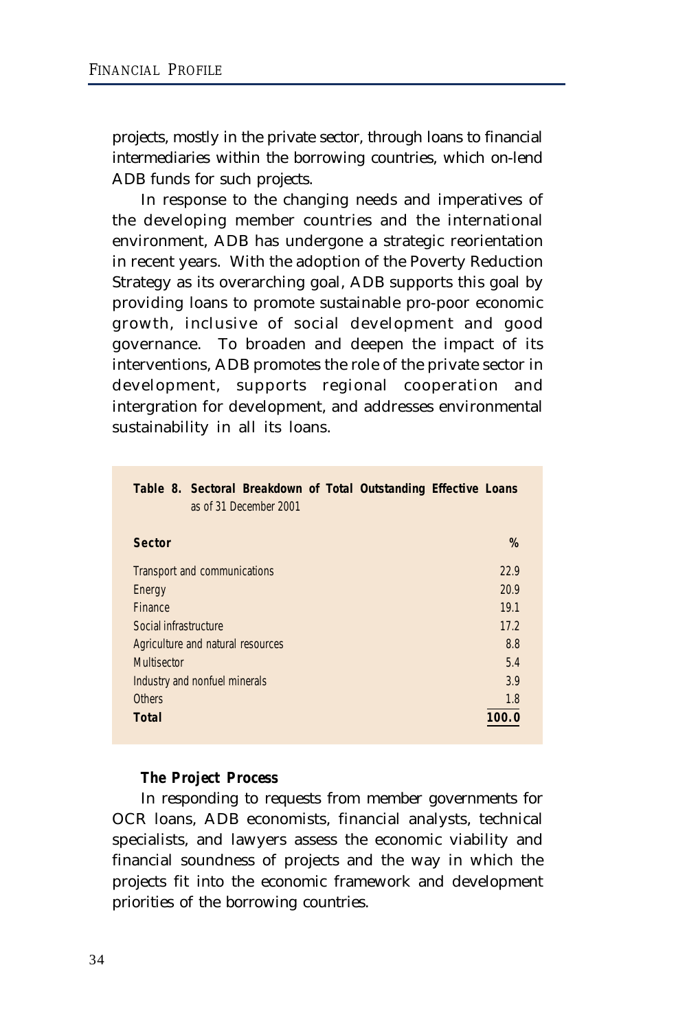projects, mostly in the private sector, through loans to financial intermediaries within the borrowing countries, which on-lend ADB funds for such projects.

In response to the changing needs and imperatives of the developing member countries and the international environment, ADB has undergone a strategic reorientation in recent years. With the adoption of the Poverty Reduction Strategy as its overarching goal, ADB supports this goal by providing loans to promote sustainable pro-poor economic growth, inclusive of social development and good governance. To broaden and deepen the impact of its interventions, ADB promotes the role of the private sector in development, supports regional cooperation and intergration for development, and addresses environmental sustainability in all its loans.

**Table 8. Sectoral Breakdown of Total Outstanding Effective Loans** as of 31 December 2001

| Sector | % |
|---|---|
| Transport and communications | 22.9 |
| Energy | 20.9 |
| Finance | 19.1 |
| Social infrastructure | 17.2 |
| Agriculture and natural resources | 8.8 |
| Multisector | 5.4 |
| Industry and nonfuel minerals | 3.9 |
| Others | 1.8 |
| **Total** | **100.0** |

**The Project Process**

In responding to requests from member governments for OCR loans, ADB economists, financial analysts, technical specialists, and lawyers assess the economic viability and financial soundness of projects and the way in which the projects fit into the economic framework and development priorities of the borrowing countries.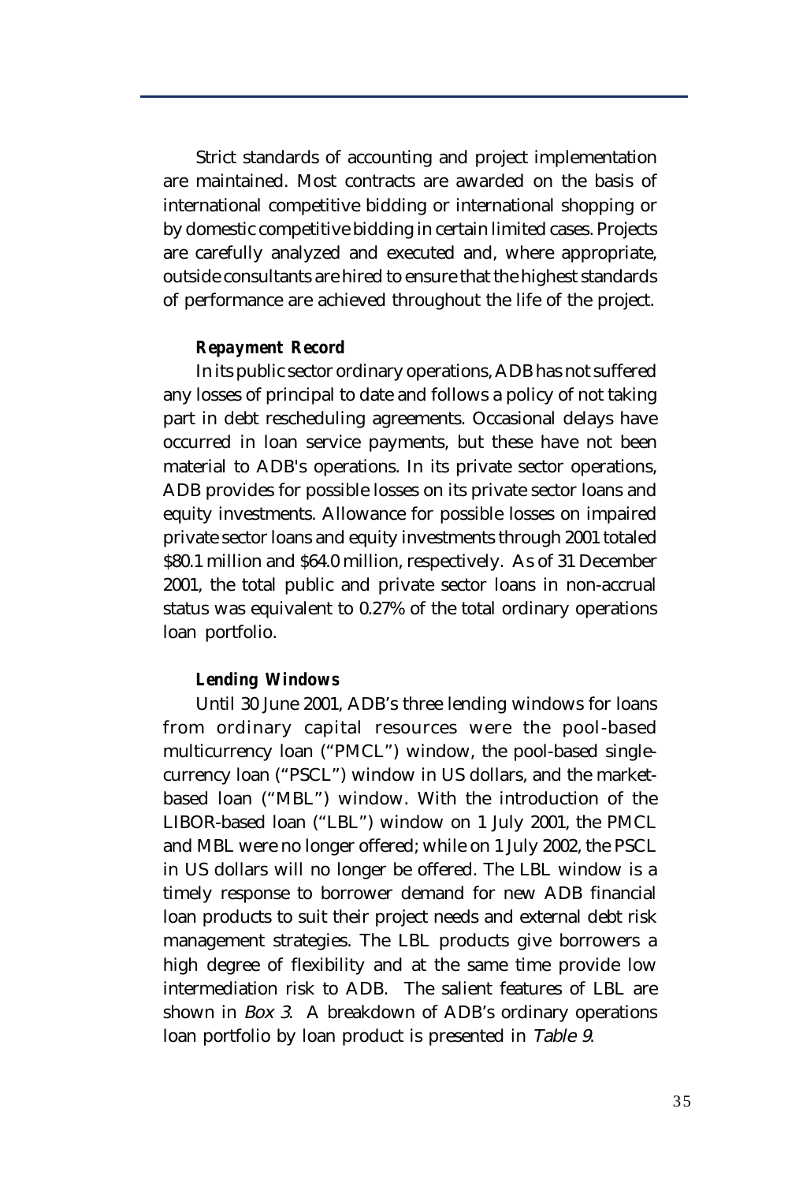Strict standards of accounting and project implementation are maintained. Most contracts are awarded on the basis of international competitive bidding or international shopping or by domestic competitive bidding in certain limited cases. Projects are carefully analyzed and executed and, where appropriate, outside consultants are hired to ensure that the highest standards of performance are achieved throughout the life of the project.

### *Repayment Record*

In its public sector ordinary operations, ADB has not suffered any losses of principal to date and follows a policy of not taking part in debt rescheduling agreements. Occasional delays have occurred in loan service payments, but these have not been material to ADB's operations. In its private sector operations, ADB provides for possible losses on its private sector loans and equity investments. Allowance for possible losses on impaired private sector loans and equity investments through 2001 totaled \$80.1 million and \$64.0 million, respectively. As of 31 December 2001, the total public and private sector loans in non-accrual status was equivalent to 0.27% of the total ordinary operations loan portfolio.

### *Lending Windows*

Until 30 June 2001, ADB's three lending windows for loans from ordinary capital resources were the pool-based multicurrency loan ("PMCL") window, the pool-based single-currency loan ("PSCL") window in US dollars, and the market-based loan ("MBL") window. With the introduction of the LIBOR-based loan ("LBL") window on 1 July 2001, the PMCL and MBL were no longer offered; while on 1 July 2002, the PSCL in US dollars will no longer be offered. The LBL window is a timely response to borrower demand for new ADB financial loan products to suit their project needs and external debt risk management strategies. The LBL products give borrowers a high degree of flexibility and at the same time provide low intermediation risk to ADB. The salient features of LBL are shown in *Box 3*. A breakdown of ADB's ordinary operations loan portfolio by loan product is presented in *Table 9*.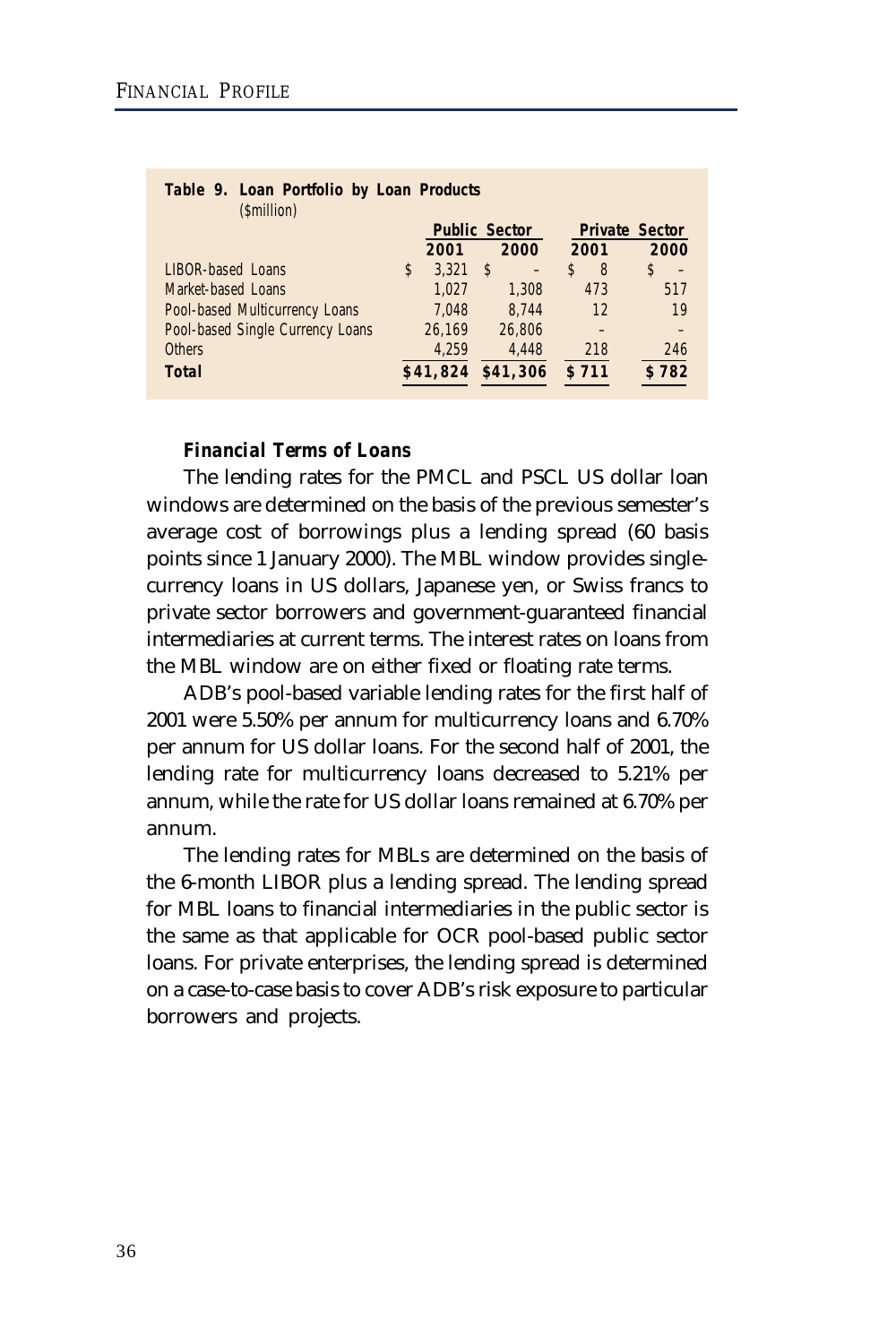**Table 9. Loan Portfolio by Loan Products**
($million)

| | Public Sector | | Private Sector | |
|---|---|---|---|---|
| | 2001 | 2000 | 2001 | 2000 |
| LIBOR-based Loans | $ 3,321 | $ – | $ 8 | $ – |
| Market-based Loans | 1,027 | 1,308 | 473 | 517 |
| Pool-based Multicurrency Loans | 7,048 | 8,744 | 12 | 19 |
| Pool-based Single Currency Loans | 26,169 | 26,806 | – | – |
| Others | 4,259 | 4,448 | 218 | 246 |
| **Total** | **$41,824** | **$41,306** | **$ 711** | **$ 782** |

***Financial Terms of Loans***

The lending rates for the PMCL and PSCL US dollar loan windows are determined on the basis of the previous semester's average cost of borrowings plus a lending spread (60 basis points since 1 January 2000). The MBL window provides single-currency loans in US dollars, Japanese yen, or Swiss francs to private sector borrowers and government-guaranteed financial intermediaries at current terms. The interest rates on loans from the MBL window are on either fixed or floating rate terms.

ADB's pool-based variable lending rates for the first half of 2001 were 5.50% per annum for multicurrency loans and 6.70% per annum for US dollar loans. For the second half of 2001, the lending rate for multicurrency loans decreased to 5.21% per annum, while the rate for US dollar loans remained at 6.70% per annum.

The lending rates for MBLs are determined on the basis of the 6-month LIBOR plus a lending spread. The lending spread for MBL loans to financial intermediaries in the public sector is the same as that applicable for OCR pool-based public sector loans. For private enterprises, the lending spread is determined on a case-to-case basis to cover ADB's risk exposure to particular borrowers and projects.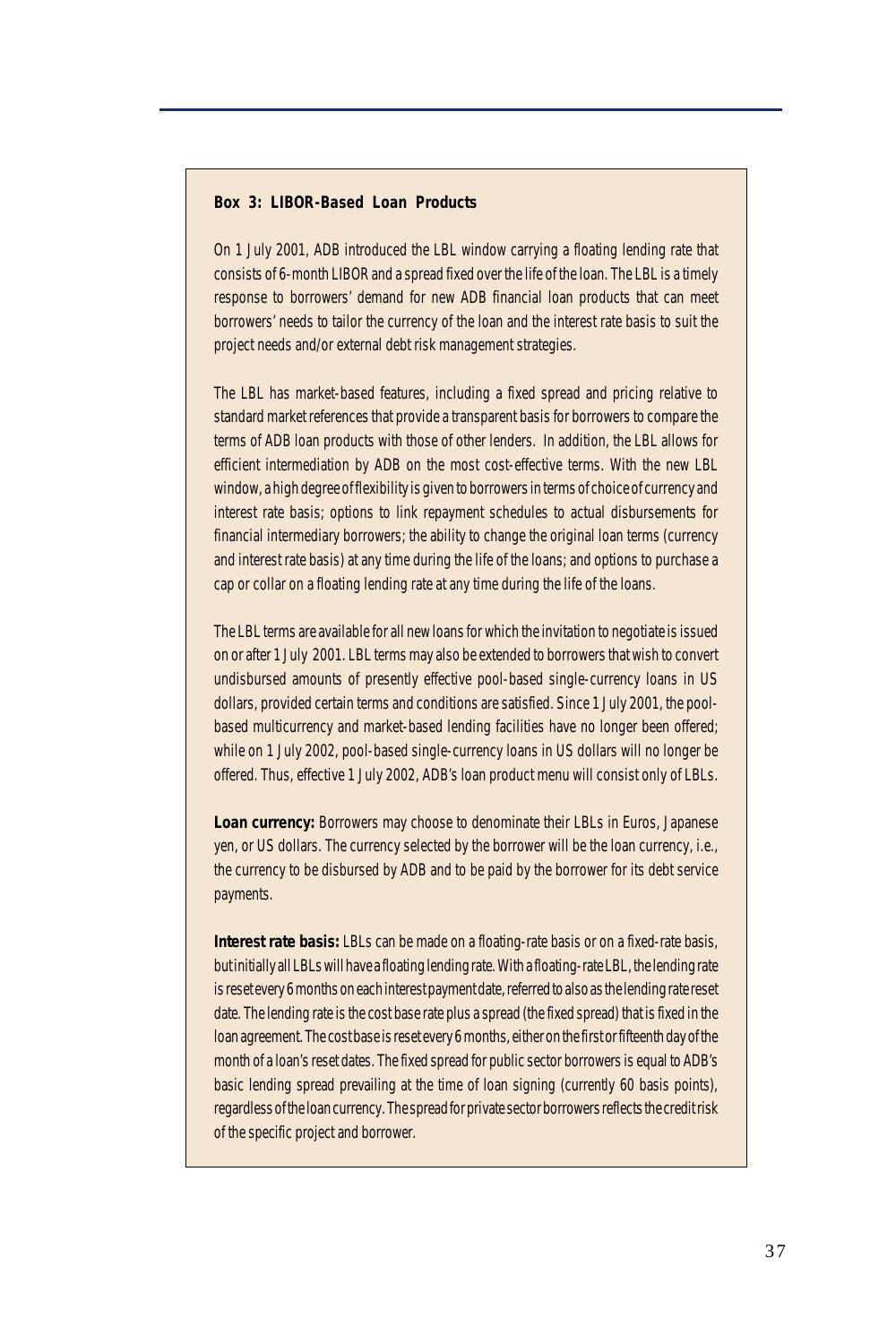**Box 3: LIBOR-Based Loan Products**

On 1 July 2001, ADB introduced the LBL window carrying a floating lending rate that consists of 6-month LIBOR and a spread fixed over the life of the loan. The LBL is a timely response to borrowers' demand for new ADB financial loan products that can meet borrowers' needs to tailor the currency of the loan and the interest rate basis to suit the project needs and/or external debt risk management strategies.

The LBL has market-based features, including a fixed spread and pricing relative to standard market references that provide a transparent basis for borrowers to compare the terms of ADB loan products with those of other lenders. In addition, the LBL allows for efficient intermediation by ADB on the most cost-effective terms. With the new LBL window, a high degree of flexibility is given to borrowers in terms of choice of currency and interest rate basis; options to link repayment schedules to actual disbursements for financial intermediary borrowers; the ability to change the original loan terms (currency and interest rate basis) at any time during the life of the loans; and options to purchase a cap or collar on a floating lending rate at any time during the life of the loans.

The LBL terms are available for all new loans for which the invitation to negotiate is issued on or after 1 July 2001. LBL terms may also be extended to borrowers that wish to convert undisbursed amounts of presently effective pool-based single-currency loans in US dollars, provided certain terms and conditions are satisfied. Since 1 July 2001, the pool-based multicurrency and market-based lending facilities have no longer been offered; while on 1 July 2002, pool-based single-currency loans in US dollars will no longer be offered. Thus, effective 1 July 2002, ADB's loan product menu will consist only of LBLs.

**Loan currency:** Borrowers may choose to denominate their LBLs in Euros, Japanese yen, or US dollars. The currency selected by the borrower will be the loan currency, i.e., the currency to be disbursed by ADB and to be paid by the borrower for its debt service payments.

**Interest rate basis:** LBLs can be made on a floating-rate basis or on a fixed-rate basis, but initially all LBLs will have a floating lending rate. With a floating-rate LBL, the lending rate is reset every 6 months on each interest payment date, referred to also as the lending rate reset date. The lending rate is the cost base rate plus a spread (the fixed spread) that is fixed in the loan agreement. The cost base is reset every 6 months, either on the first or fifteenth day of the month of a loan's reset dates. The fixed spread for public sector borrowers is equal to ADB's basic lending spread prevailing at the time of loan signing (currently 60 basis points), regardless of the loan currency. The spread for private sector borrowers reflects the credit risk of the specific project and borrower.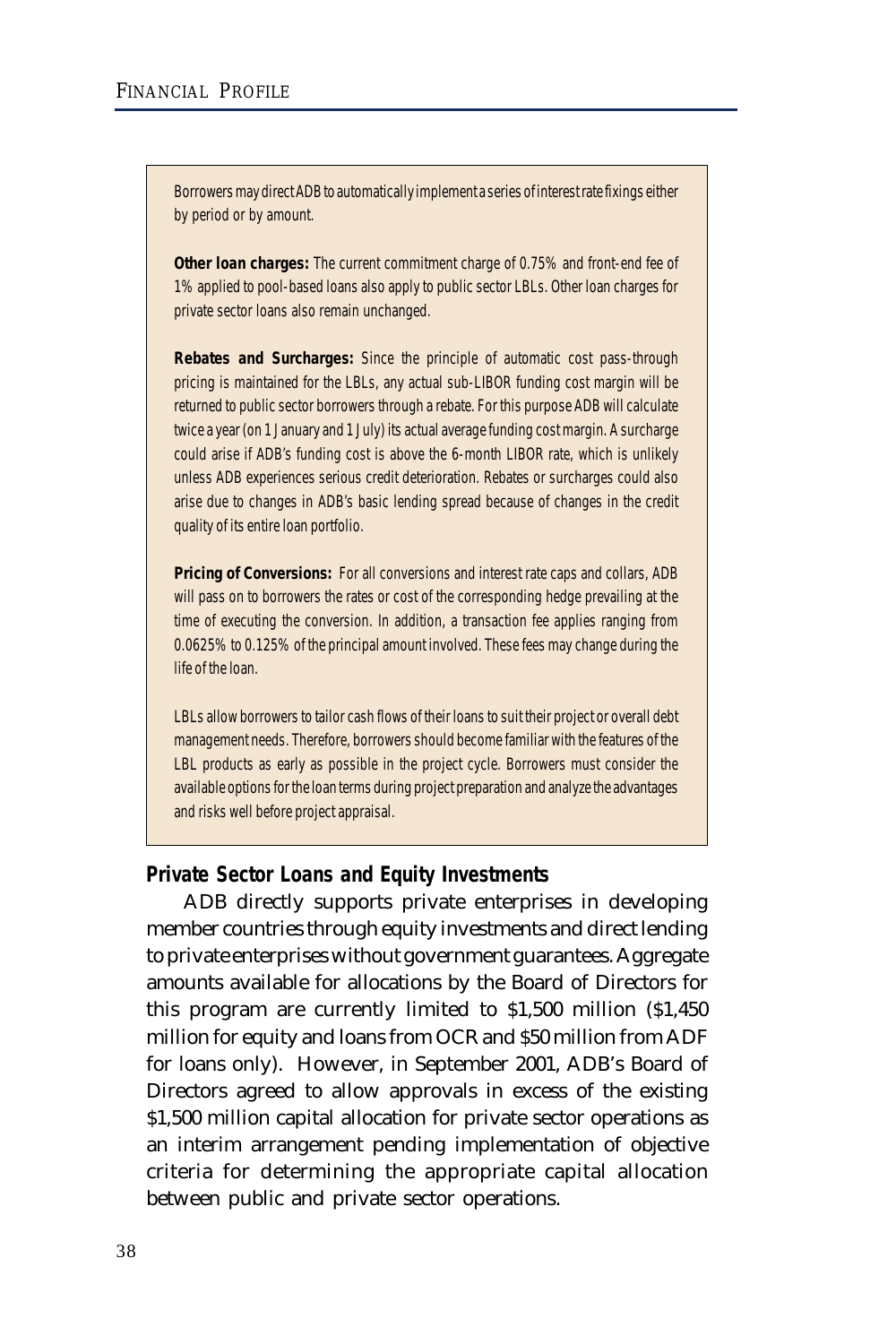Borrowers may direct ADB to automatically implement a series of interest rate fixings either by period or by amount.

**Other loan charges:** The current commitment charge of 0.75% and front-end fee of 1% applied to pool-based loans also apply to public sector LBLs. Other loan charges for private sector loans also remain unchanged.

**Rebates and Surcharges:** Since the principle of automatic cost pass-through pricing is maintained for the LBLs, any actual sub-LIBOR funding cost margin will be returned to public sector borrowers through a rebate. For this purpose ADB will calculate twice a year (on 1 January and 1 July) its actual average funding cost margin. A surcharge could arise if ADB's funding cost is above the 6-month LIBOR rate, which is unlikely unless ADB experiences serious credit deterioration. Rebates or surcharges could also arise due to changes in ADB's basic lending spread because of changes in the credit quality of its entire loan portfolio.

**Pricing of Conversions:** For all conversions and interest rate caps and collars, ADB will pass on to borrowers the rates or cost of the corresponding hedge prevailing at the time of executing the conversion. In addition, a transaction fee applies ranging from 0.0625% to 0.125% of the principal amount involved. These fees may change during the life of the loan.

LBLs allow borrowers to tailor cash flows of their loans to suit their project or overall debt management needs. Therefore, borrowers should become familiar with the features of the LBL products as early as possible in the project cycle. Borrowers must consider the available options for the loan terms during project preparation and analyze the advantages and risks well before project appraisal.

### Private Sector Loans and Equity Investments

ADB directly supports private enterprises in developing member countries through equity investments and direct lending to private enterprises without government guarantees. Aggregate amounts available for allocations by the Board of Directors for this program are currently limited to $1,500 million ($1,450 million for equity and loans from OCR and $50 million from ADF for loans only). However, in September 2001, ADB's Board of Directors agreed to allow approvals in excess of the existing $1,500 million capital allocation for private sector operations as an interim arrangement pending implementation of objective criteria for determining the appropriate capital allocation between public and private sector operations.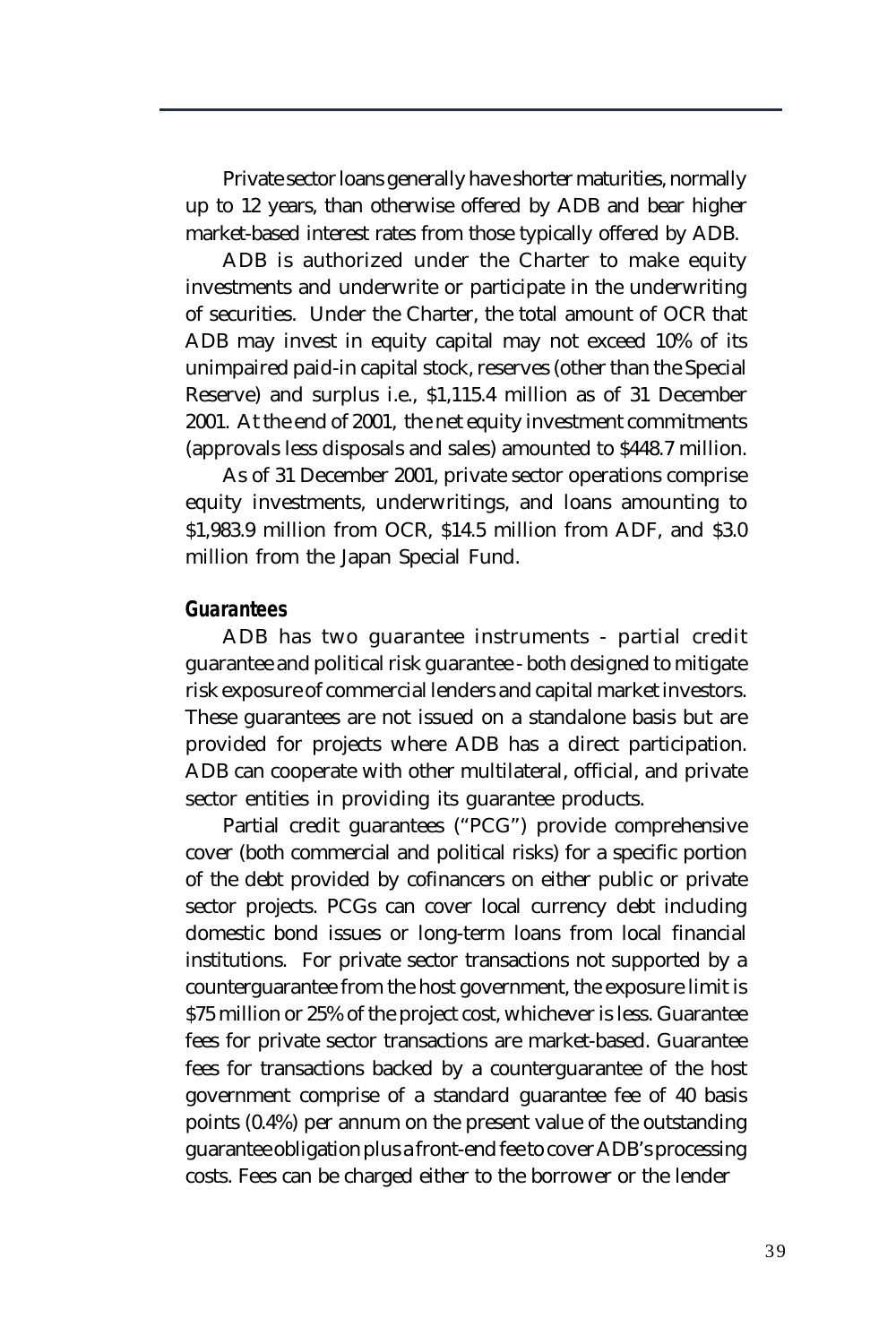Private sector loans generally have shorter maturities, normally up to 12 years, than otherwise offered by ADB and bear higher market-based interest rates from those typically offered by ADB.

ADB is authorized under the Charter to make equity investments and underwrite or participate in the underwriting of securities. Under the Charter, the total amount of OCR that ADB may invest in equity capital may not exceed 10% of its unimpaired paid-in capital stock, reserves (other than the Special Reserve) and surplus i.e., $1,115.4 million as of 31 December 2001. At the end of 2001, the net equity investment commitments (approvals less disposals and sales) amounted to $448.7 million.

As of 31 December 2001, private sector operations comprise equity investments, underwritings, and loans amounting to $1,983.9 million from OCR, $14.5 million from ADF, and $3.0 million from the Japan Special Fund.

### *Guarantees*

ADB has two guarantee instruments - partial credit guarantee and political risk guarantee - both designed to mitigate risk exposure of commercial lenders and capital market investors. These guarantees are not issued on a standalone basis but are provided for projects where ADB has a direct participation. ADB can cooperate with other multilateral, official, and private sector entities in providing its guarantee products.

Partial credit guarantees ("PCG") provide comprehensive cover (both commercial and political risks) for a specific portion of the debt provided by cofinancers on either public or private sector projects. PCGs can cover local currency debt including domestic bond issues or long-term loans from local financial institutions. For private sector transactions not supported by a counterguarantee from the host government, the exposure limit is $75 million or 25% of the project cost, whichever is less. Guarantee fees for private sector transactions are market-based. Guarantee fees for transactions backed by a counterguarantee of the host government comprise of a standard guarantee fee of 40 basis points (0.4%) per annum on the present value of the outstanding guarantee obligation plus a front-end fee to cover ADB's processing costs. Fees can be charged either to the borrower or the lender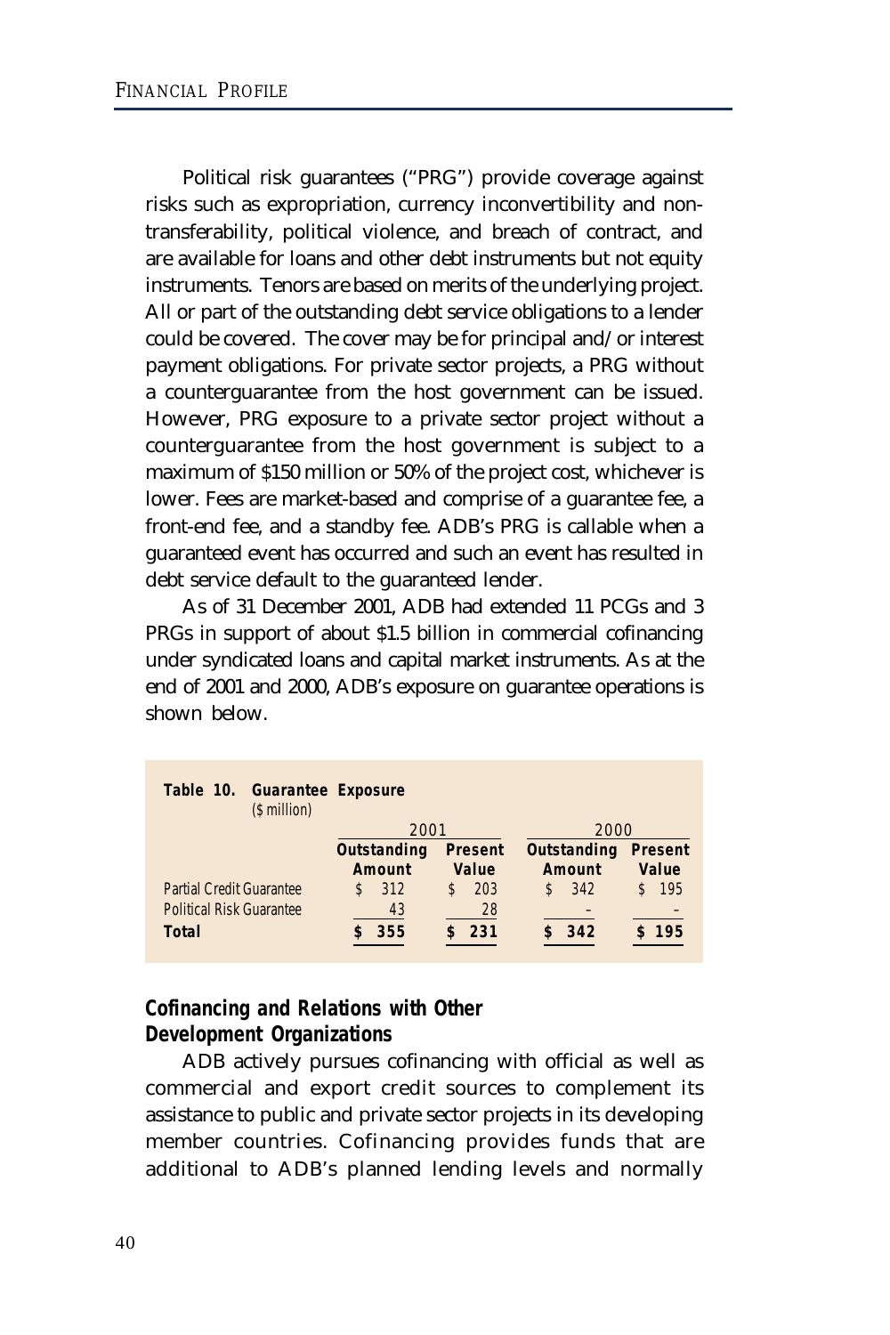Political risk guarantees ("PRG") provide coverage against risks such as expropriation, currency inconvertibility and non-transferability, political violence, and breach of contract, and are available for loans and other debt instruments but not equity instruments. Tenors are based on merits of the underlying project. All or part of the outstanding debt service obligations to a lender could be covered. The cover may be for principal and/or interest payment obligations. For private sector projects, a PRG without a counterguarantee from the host government can be issued. However, PRG exposure to a private sector project without a counterguarantee from the host government is subject to a maximum of $150 million or 50% of the project cost, whichever is lower. Fees are market-based and comprise of a guarantee fee, a front-end fee, and a standby fee. ADB's PRG is callable when a guaranteed event has occurred and such an event has resulted in debt service default to the guaranteed lender.

As of 31 December 2001, ADB had extended 11 PCGs and 3 PRGs in support of about $1.5 billion in commercial cofinancing under syndicated loans and capital market instruments. As at the end of 2001 and 2000, ADB's exposure on guarantee operations is shown below.

**Table 10. Guarantee Exposure**
($ million)

| | 2001 | | 2000 | |
|---|---|---|---|---|
| | **Outstanding Amount** | **Present Value** | **Outstanding Amount** | **Present Value** |
| Partial Credit Guarantee | $ 312 | $ 203 | $ 342 | $ 195 |
| Political Risk Guarantee | 43 | 28 | – | – |
| **Total** | **$ 355** | **$ 231** | **$ 342** | **$ 195** |

### Cofinancing and Relations with Other Development Organizations

ADB actively pursues cofinancing with official as well as commercial and export credit sources to complement its assistance to public and private sector projects in its developing member countries. Cofinancing provides funds that are additional to ADB's planned lending levels and normally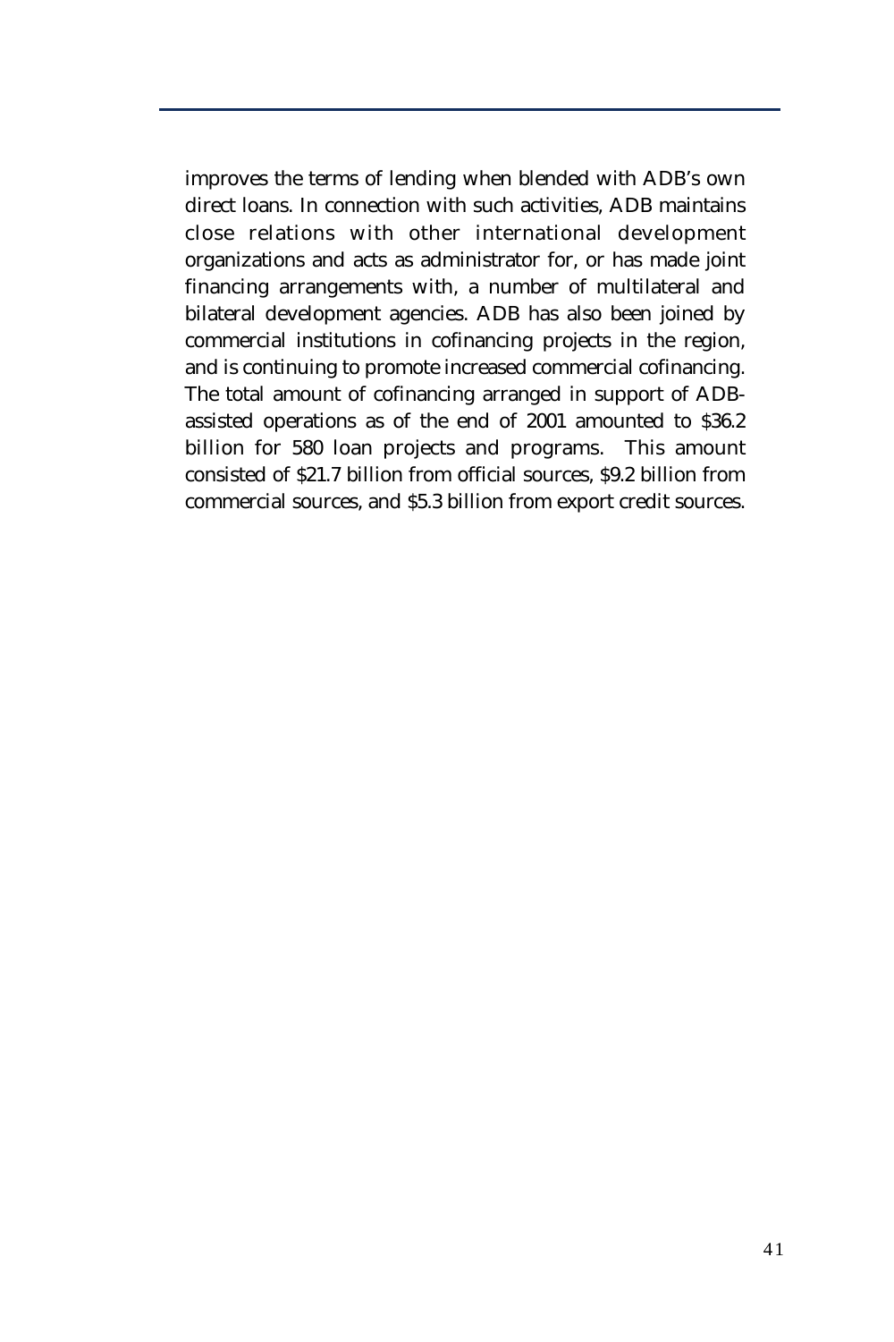improves the terms of lending when blended with ADB's own direct loans. In connection with such activities, ADB maintains close relations with other international development organizations and acts as administrator for, or has made joint financing arrangements with, a number of multilateral and bilateral development agencies. ADB has also been joined by commercial institutions in cofinancing projects in the region, and is continuing to promote increased commercial cofinancing. The total amount of cofinancing arranged in support of ADB-assisted operations as of the end of 2001 amounted to $36.2 billion for 580 loan projects and programs. This amount consisted of $21.7 billion from official sources, $9.2 billion from commercial sources, and $5.3 billion from export credit sources.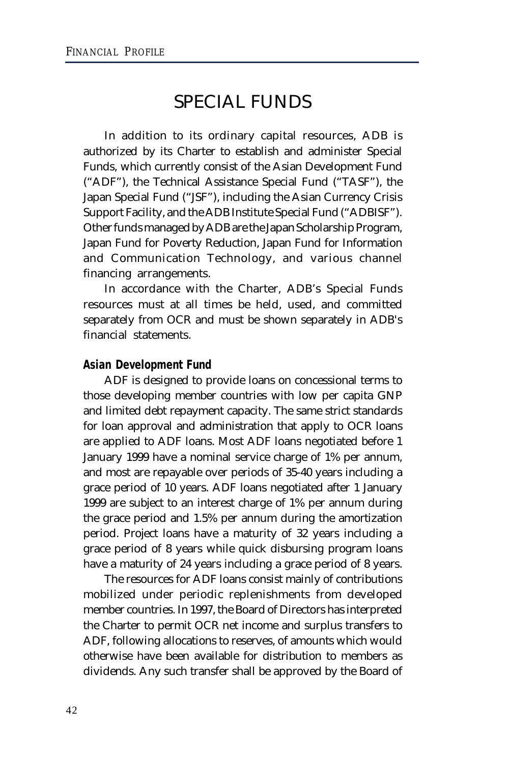# SPECIAL FUNDS

In addition to its ordinary capital resources, ADB is authorized by its Charter to establish and administer Special Funds, which currently consist of the Asian Development Fund ("ADF"), the Technical Assistance Special Fund ("TASF"), the Japan Special Fund ("JSF"), including the Asian Currency Crisis Support Facility, and the ADB Institute Special Fund ("ADBISF"). Other funds managed by ADB are the Japan Scholarship Program, Japan Fund for Poverty Reduction, Japan Fund for Information and Communication Technology, and various channel financing arrangements.

In accordance with the Charter, ADB's Special Funds resources must at all times be held, used, and committed separately from OCR and must be shown separately in ADB's financial statements.

### Asian Development Fund

ADF is designed to provide loans on concessional terms to those developing member countries with low per capita GNP and limited debt repayment capacity. The same strict standards for loan approval and administration that apply to OCR loans are applied to ADF loans. Most ADF loans negotiated before 1 January 1999 have a nominal service charge of 1% per annum, and most are repayable over periods of 35-40 years including a grace period of 10 years. ADF loans negotiated after 1 January 1999 are subject to an interest charge of 1% per annum during the grace period and 1.5% per annum during the amortization period. Project loans have a maturity of 32 years including a grace period of 8 years while quick disbursing program loans have a maturity of 24 years including a grace period of 8 years.

The resources for ADF loans consist mainly of contributions mobilized under periodic replenishments from developed member countries. In 1997, the Board of Directors has interpreted the Charter to permit OCR net income and surplus transfers to ADF, following allocations to reserves, of amounts which would otherwise have been available for distribution to members as dividends. Any such transfer shall be approved by the Board of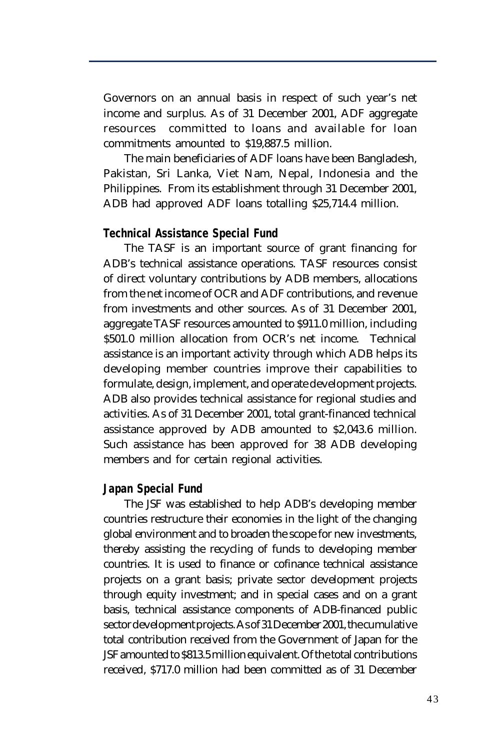Governors on an annual basis in respect of such year's net income and surplus. As of 31 December 2001, ADF aggregate resources committed to loans and available for loan commitments amounted to $19,887.5 million.

The main beneficiaries of ADF loans have been Bangladesh, Pakistan, Sri Lanka, Viet Nam, Nepal, Indonesia and the Philippines. From its establishment through 31 December 2001, ADB had approved ADF loans totalling $25,714.4 million.

### *Technical Assistance Special Fund*

The TASF is an important source of grant financing for ADB's technical assistance operations. TASF resources consist of direct voluntary contributions by ADB members, allocations from the net income of OCR and ADF contributions, and revenue from investments and other sources. As of 31 December 2001, aggregate TASF resources amounted to $911.0 million, including $501.0 million allocation from OCR's net income. Technical assistance is an important activity through which ADB helps its developing member countries improve their capabilities to formulate, design, implement, and operate development projects. ADB also provides technical assistance for regional studies and activities. As of 31 December 2001, total grant-financed technical assistance approved by ADB amounted to $2,043.6 million. Such assistance has been approved for 38 ADB developing members and for certain regional activities.

### *Japan Special Fund*

The JSF was established to help ADB's developing member countries restructure their economies in the light of the changing global environment and to broaden the scope for new investments, thereby assisting the recycling of funds to developing member countries. It is used to finance or cofinance technical assistance projects on a grant basis; private sector development projects through equity investment; and in special cases and on a grant basis, technical assistance components of ADB-financed public sector development projects. As of 31 December 2001, the cumulative total contribution received from the Government of Japan for the JSF amounted to $813.5 million equivalent. Of the total contributions received, $717.0 million had been committed as of 31 December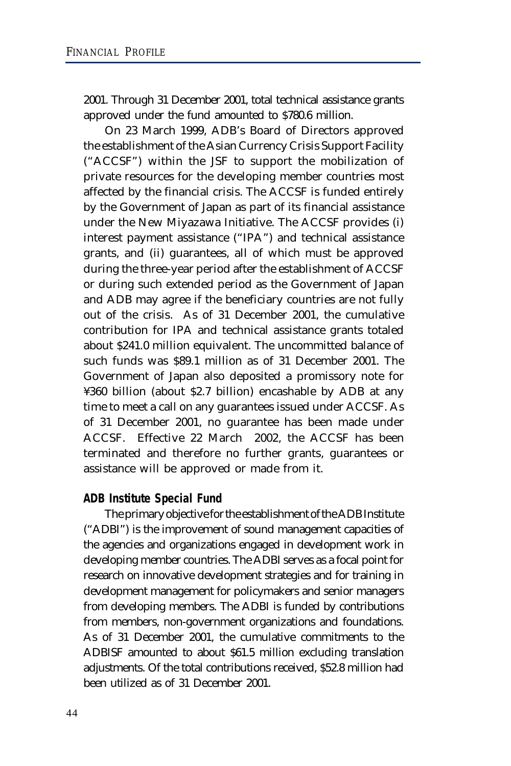2001. Through 31 December 2001, total technical assistance grants approved under the fund amounted to $780.6 million.

On 23 March 1999, ADB's Board of Directors approved the establishment of the Asian Currency Crisis Support Facility ("ACCSF") within the JSF to support the mobilization of private resources for the developing member countries most affected by the financial crisis. The ACCSF is funded entirely by the Government of Japan as part of its financial assistance under the New Miyazawa Initiative. The ACCSF provides (i) interest payment assistance ("IPA") and technical assistance grants, and (ii) guarantees, all of which must be approved during the three-year period after the establishment of ACCSF or during such extended period as the Government of Japan and ADB may agree if the beneficiary countries are not fully out of the crisis. As of 31 December 2001, the cumulative contribution for IPA and technical assistance grants totaled about $241.0 million equivalent. The uncommitted balance of such funds was $89.1 million as of 31 December 2001. The Government of Japan also deposited a promissory note for ¥360 billion (about $2.7 billion) encashable by ADB at any time to meet a call on any guarantees issued under ACCSF. As of 31 December 2001, no guarantee has been made under ACCSF. Effective 22 March 2002, the ACCSF has been terminated and therefore no further grants, guarantees or assistance will be approved or made from it.

### ADB Institute Special Fund

The primary objective for the establishment of the ADB Institute ("ADBI") is the improvement of sound management capacities of the agencies and organizations engaged in development work in developing member countries. The ADBI serves as a focal point for research on innovative development strategies and for training in development management for policymakers and senior managers from developing members. The ADBI is funded by contributions from members, non-government organizations and foundations. As of 31 December 2001, the cumulative commitments to the ADBISF amounted to about $61.5 million excluding translation adjustments. Of the total contributions received, $52.8 million had been utilized as of 31 December 2001.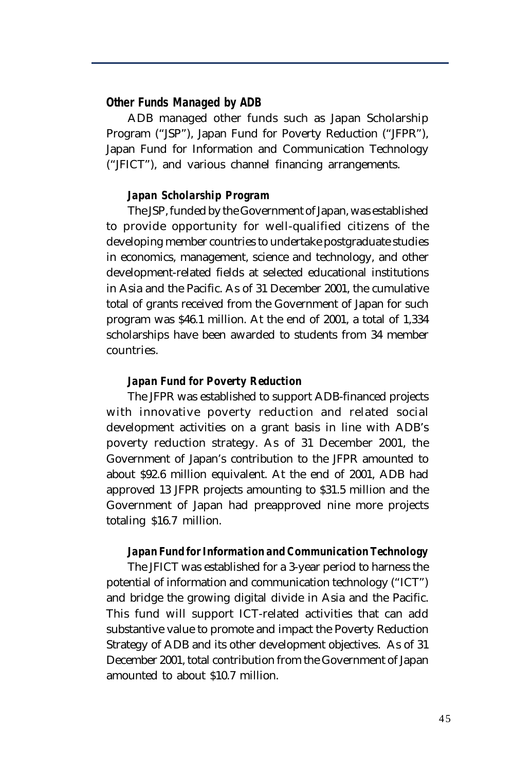### *Other Funds Managed by ADB*

ADB managed other funds such as Japan Scholarship Program ("JSP"), Japan Fund for Poverty Reduction ("JFPR"), Japan Fund for Information and Communication Technology ("JFICT"), and various channel financing arrangements.

#### *Japan Scholarship Program*

The JSP, funded by the Government of Japan, was established to provide opportunity for well-qualified citizens of the developing member countries to undertake postgraduate studies in economics, management, science and technology, and other development-related fields at selected educational institutions in Asia and the Pacific. As of 31 December 2001, the cumulative total of grants received from the Government of Japan for such program was $46.1 million. At the end of 2001, a total of 1,334 scholarships have been awarded to students from 34 member countries.

#### *Japan Fund for Poverty Reduction*

The JFPR was established to support ADB-financed projects with innovative poverty reduction and related social development activities on a grant basis in line with ADB's poverty reduction strategy. As of 31 December 2001, the Government of Japan's contribution to the JFPR amounted to about $92.6 million equivalent. At the end of 2001, ADB had approved 13 JFPR projects amounting to $31.5 million and the Government of Japan had preapproved nine more projects totaling $16.7 million.

#### *Japan Fund for Information and Communication Technology*

The JFICT was established for a 3-year period to harness the potential of information and communication technology ("ICT") and bridge the growing digital divide in Asia and the Pacific. This fund will support ICT-related activities that can add substantive value to promote and impact the Poverty Reduction Strategy of ADB and its other development objectives. As of 31 December 2001, total contribution from the Government of Japan amounted to about $10.7 million.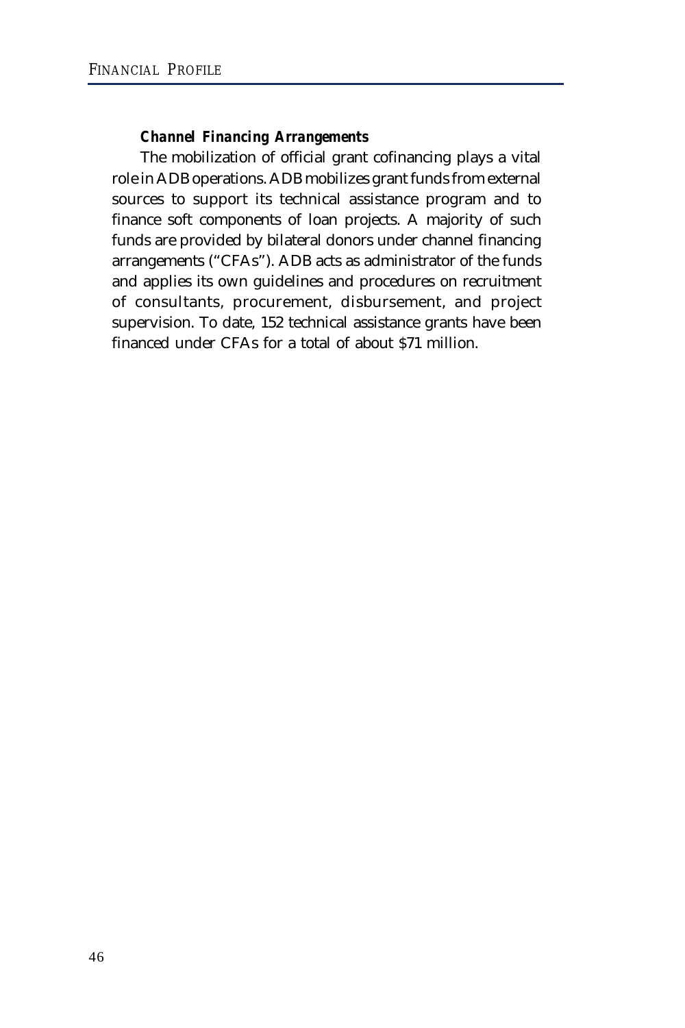### Channel Financing Arrangements

The mobilization of official grant cofinancing plays a vital role in ADB operations. ADB mobilizes grant funds from external sources to support its technical assistance program and to finance soft components of loan projects. A majority of such funds are provided by bilateral donors under channel financing arrangements ("CFAs"). ADB acts as administrator of the funds and applies its own guidelines and procedures on recruitment of consultants, procurement, disbursement, and project supervision. To date, 152 technical assistance grants have been financed under CFAs for a total of about $71 million.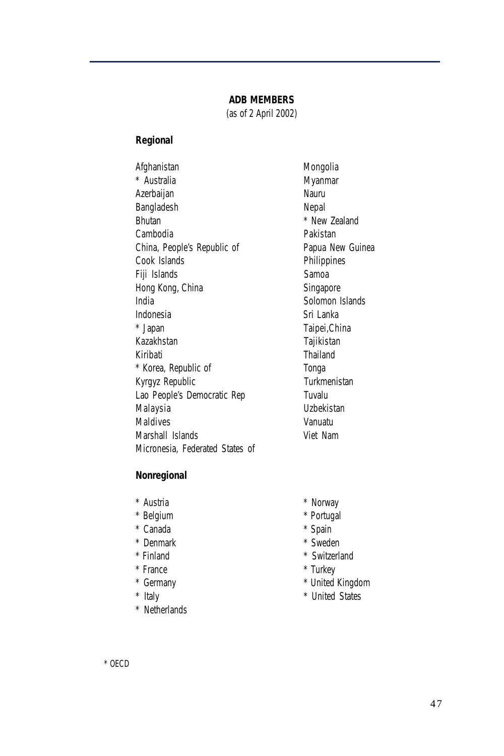## ADB MEMBERS

(as of 2 April 2002)

### Regional

Afghanistan
* Australia
Azerbaijan
Bangladesh
Bhutan
Cambodia
China, People's Republic of
Cook Islands
Fiji Islands
Hong Kong, China
India
Indonesia
* Japan
Kazakhstan
Kiribati
* Korea, Republic of
Kyrgyz Republic
Lao People's Democratic Rep
Malaysia
Maldives
Marshall Islands
Micronesia, Federated States of
Mongolia
Myanmar
Nauru
Nepal
* New Zealand
Pakistan
Papua New Guinea
Philippines
Samoa
Singapore
Solomon Islands
Sri Lanka
Taipei,China
Tajikistan
Thailand
Tonga
Turkmenistan
Tuvalu
Uzbekistan
Vanuatu
Viet Nam

### Nonregional

* Austria
* Belgium
* Canada
* Denmark
* Finland
* France
* Germany
* Italy
* Netherlands
* Norway
* Portugal
* Spain
* Sweden
* Switzerland
* Turkey
* United Kingdom
* United States

* OECD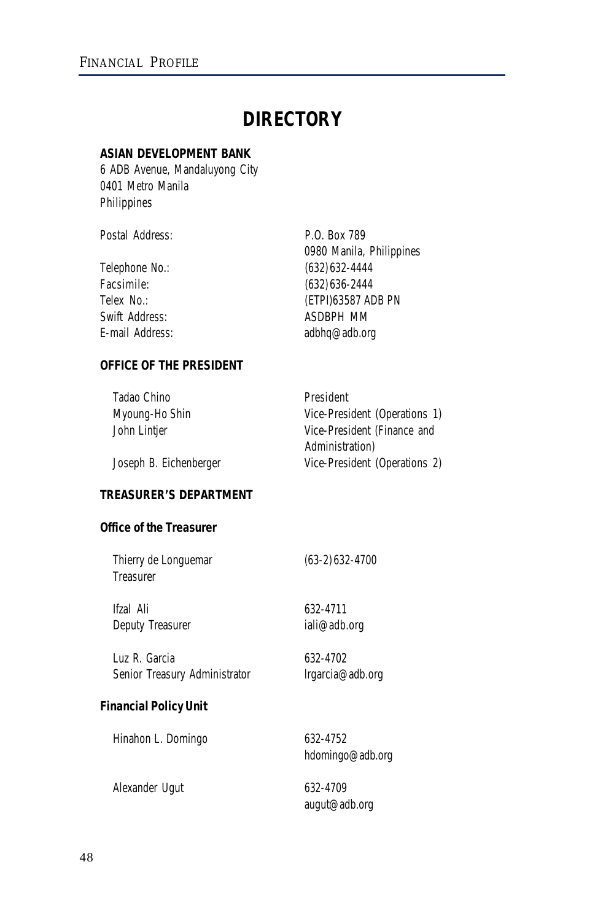# DIRECTORY

**ASIAN DEVELOPMENT BANK**
6 ADB Avenue, Mandaluyong City
0401 Metro Manila
Philippines

| | |
|---|---|
| Postal Address: | P.O. Box 789<br>0980 Manila, Philippines |
| Telephone No.: | (632)632-4444 |
| Facsimile: | (632)636-2444 |
| Telex No.: | (ETPI)63587 ADB PN |
| Swift Address: | ASDBPH MM |
| E-mail Address: | adbhq@adb.org |

**OFFICE OF THE PRESIDENT**

| | |
|---|---|
| Tadao Chino | President |
| Myoung-Ho Shin | Vice-President (Operations 1) |
| John Lintjer | Vice-President (Finance and Administration) |
| Joseph B. Eichenberger | Vice-President (Operations 2) |

**TREASURER'S DEPARTMENT**

**Office of the Treasurer**

| | |
|---|---|
| Thierry de Longuemar<br>Treasurer | (63-2)632-4700 |
| Ifzal Ali<br>Deputy Treasurer | 632-4711<br>iali@adb.org |
| Luz R. Garcia<br>Senior Treasury Administrator | 632-4702<br>lrgarcia@adb.org |

**Financial Policy Unit**

| | |
|---|---|
| Hinahon L. Domingo | 632-4752<br>hdomingo@adb.org |
| Alexander Ugut | 632-4709<br>augut@adb.org |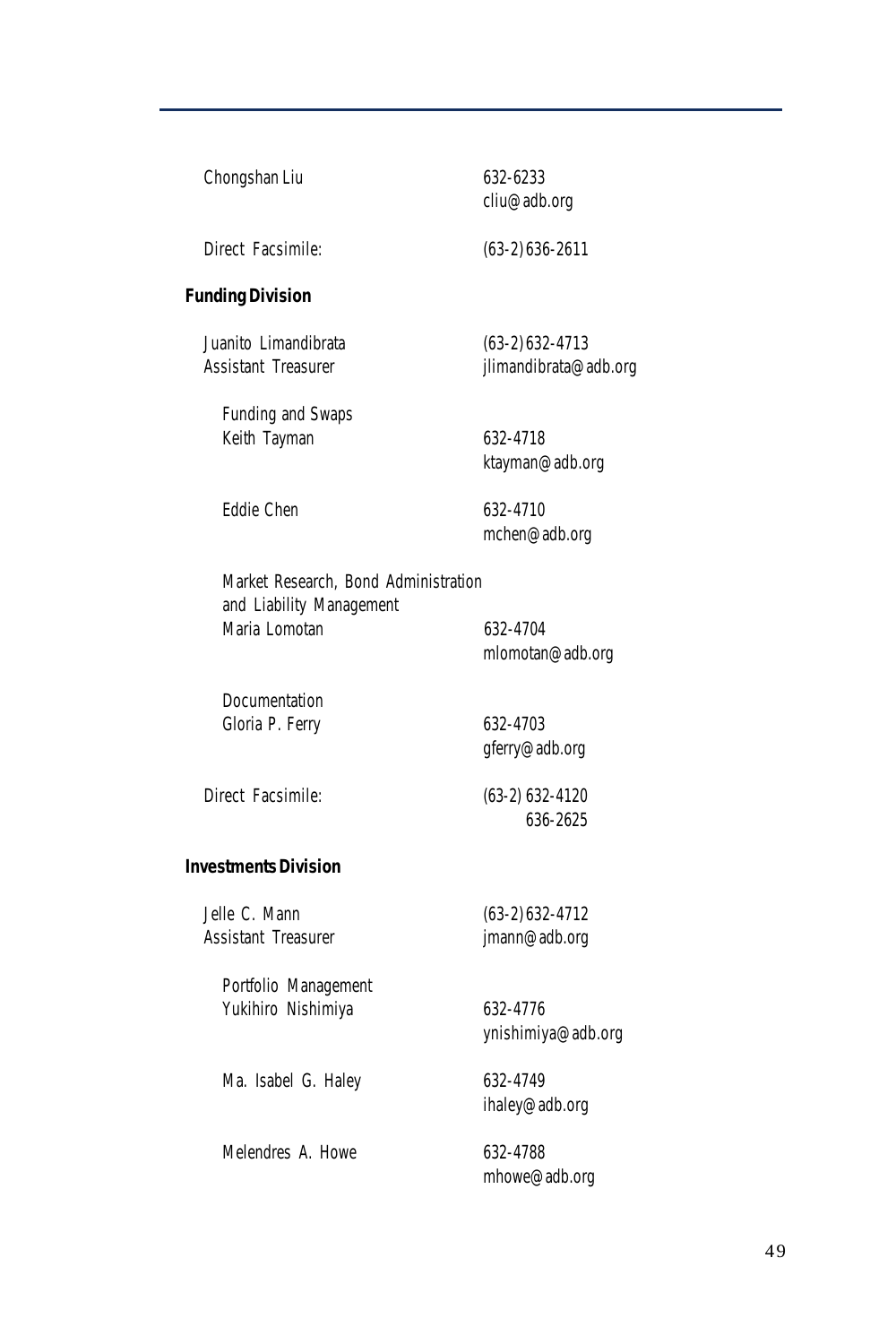Chongshan Liu 632-6233
cliu@adb.org

Direct Facsimile: (63-2) 636-2611

### Funding Division

Juanito Limandibrata (63-2) 632-4713
Assistant Treasurer jlimandibrata@adb.org

Funding and Swaps
Keith Tayman 632-4718
ktayman@adb.org

Eddie Chen 632-4710
mchen@adb.org

Market Research, Bond Administration and Liability Management
Maria Lomotan 632-4704
mlomotan@adb.org

Documentation
Gloria P. Ferry 632-4703
gferry@adb.org

Direct Facsimile: (63-2) 632-4120
636-2625

### Investments Division

Jelle C. Mann (63-2) 632-4712
Assistant Treasurer jmann@adb.org

Portfolio Management
Yukihiro Nishimiya 632-4776
ynishimiya@adb.org

Ma. Isabel G. Haley 632-4749
ihaley@adb.org

Melendres A. Howe 632-4788
mhowe@adb.org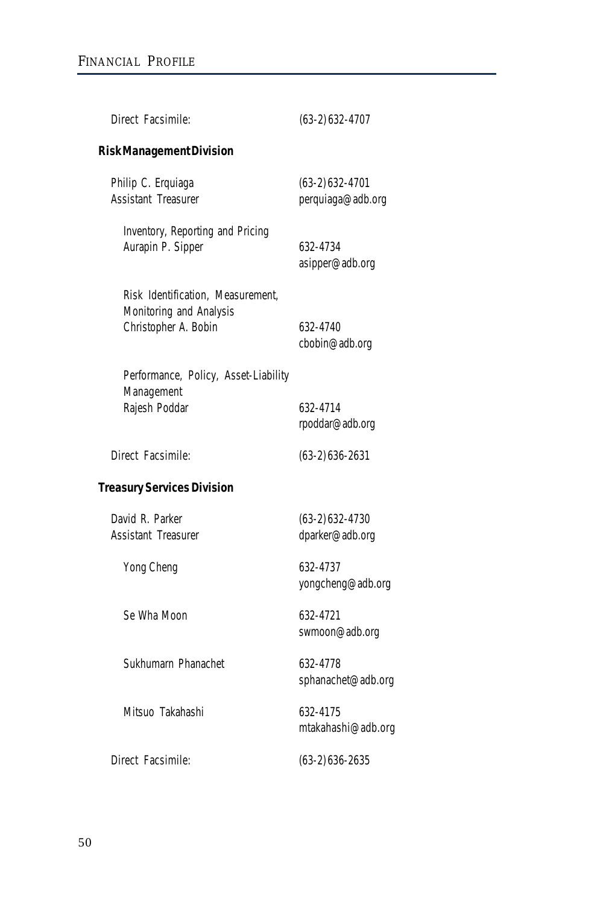Direct Facsimile: (63-2) 632-4707

**Risk Management Division**

Philip C. Erquiaga — (63-2) 632-4701
Assistant Treasurer — perquiaga@adb.org

Inventory, Reporting and Pricing
Aurapin P. Sipper — 632-4734
asipper@adb.org

Risk Identification, Measurement, Monitoring and Analysis
Christopher A. Bobin — 632-4740
cbobin@adb.org

Performance, Policy, Asset-Liability Management
Rajesh Poddar — 632-4714
rpoddar@adb.org

Direct Facsimile: (63-2) 636-2631

**Treasury Services Division**

David R. Parker — (63-2) 632-4730
Assistant Treasurer — dparker@adb.org

Yong Cheng — 632-4737
yongcheng@adb.org

Se Wha Moon — 632-4721
swmoon@adb.org

Sukhumarn Phanachet — 632-4778
sphanachet@adb.org

Mitsuo Takahashi — 632-4175
mtakahashi@adb.org

Direct Facsimile: (63-2) 636-2635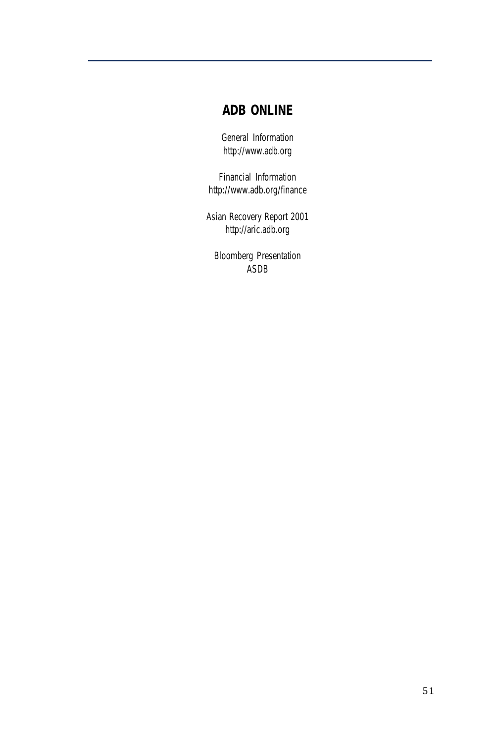## ADB ONLINE

General Information
http://www.adb.org

Financial Information
http://www.adb.org/finance

Asian Recovery Report 2001
http://aric.adb.org

Bloomberg Presentation
ASDB